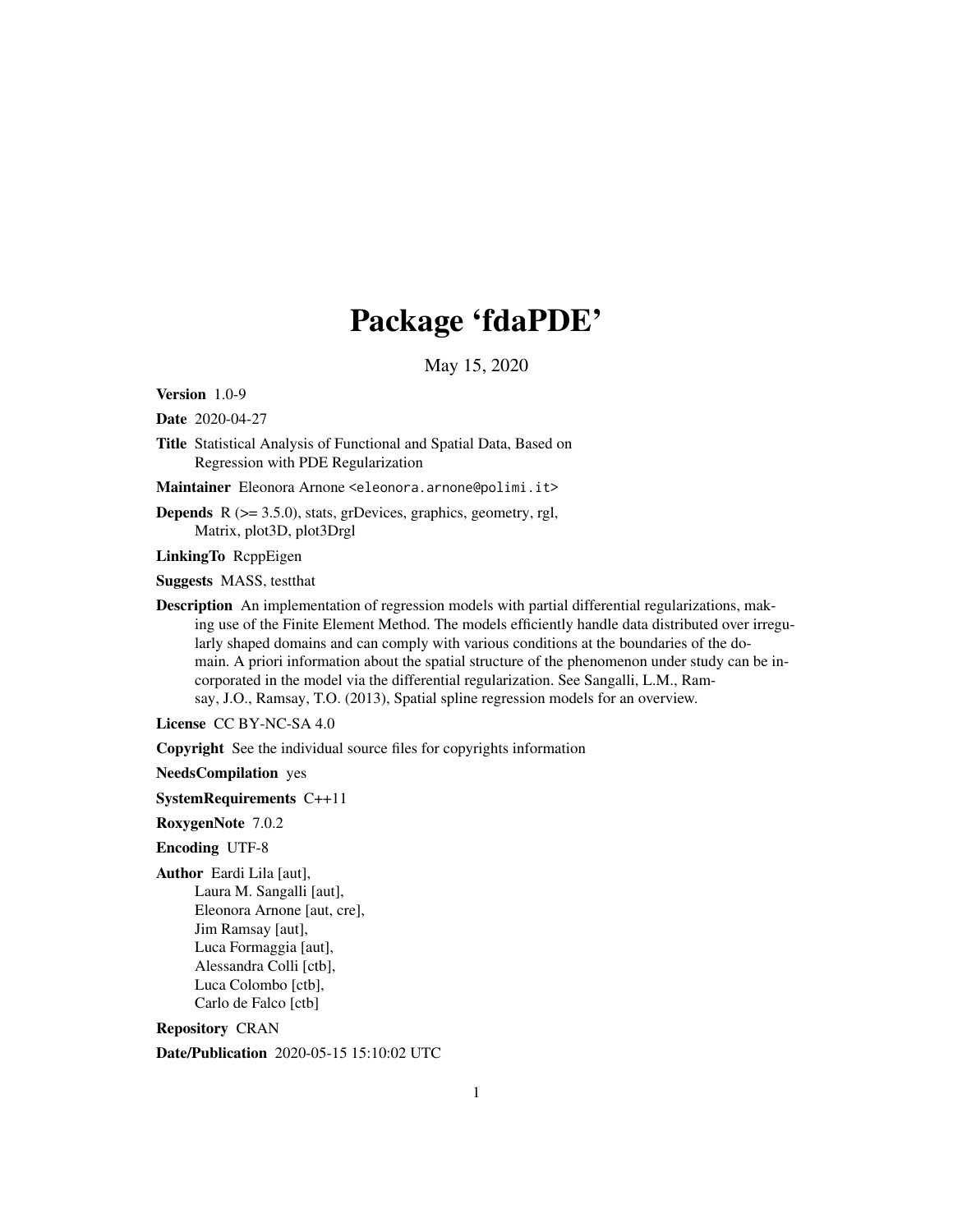# Package 'fdaPDE'

May 15, 2020

**Version** 1.0-9

**Date** 2020-04-27

**Title** Statistical Analysis of Functional and Spatial Data, Based on Regression with PDE Regularization

**Maintainer** Eleonora Arnone <eleonora.arnone@polimi.it>

**Depends** R (>= 3.5.0), stats, grDevices, graphics, geometry, rgl, Matrix, plot3D, plot3Drgl

**LinkingTo** RcppEigen

**Suggests** MASS, testthat

**Description** An implementation of regression models with partial differential regularizations, making use of the Finite Element Method. The models efficiently handle data distributed over irregularly shaped domains and can comply with various conditions at the boundaries of the domain. A priori information about the spatial structure of the phenomenon under study can be incorporated in the model via the differential regularization. See Sangalli, L.M., Ramsay, J.O., Ramsay, T.O. (2013), Spatial spline regression models for an overview.

**License** CC BY-NC-SA 4.0

**Copyright** See the individual source files for copyrights information

**NeedsCompilation** yes

**SystemRequirements** C++11

**RoxygenNote** 7.0.2

**Encoding** UTF-8

**Author** Eardi Lila [aut],
Laura M. Sangalli [aut],
Eleonora Arnone [aut, cre],
Jim Ramsay [aut],
Luca Formaggia [aut],
Alessandra Colli [ctb],
Luca Colombo [ctb],
Carlo de Falco [ctb]

**Repository** CRAN

**Date/Publication** 2020-05-15 15:10:02 UTC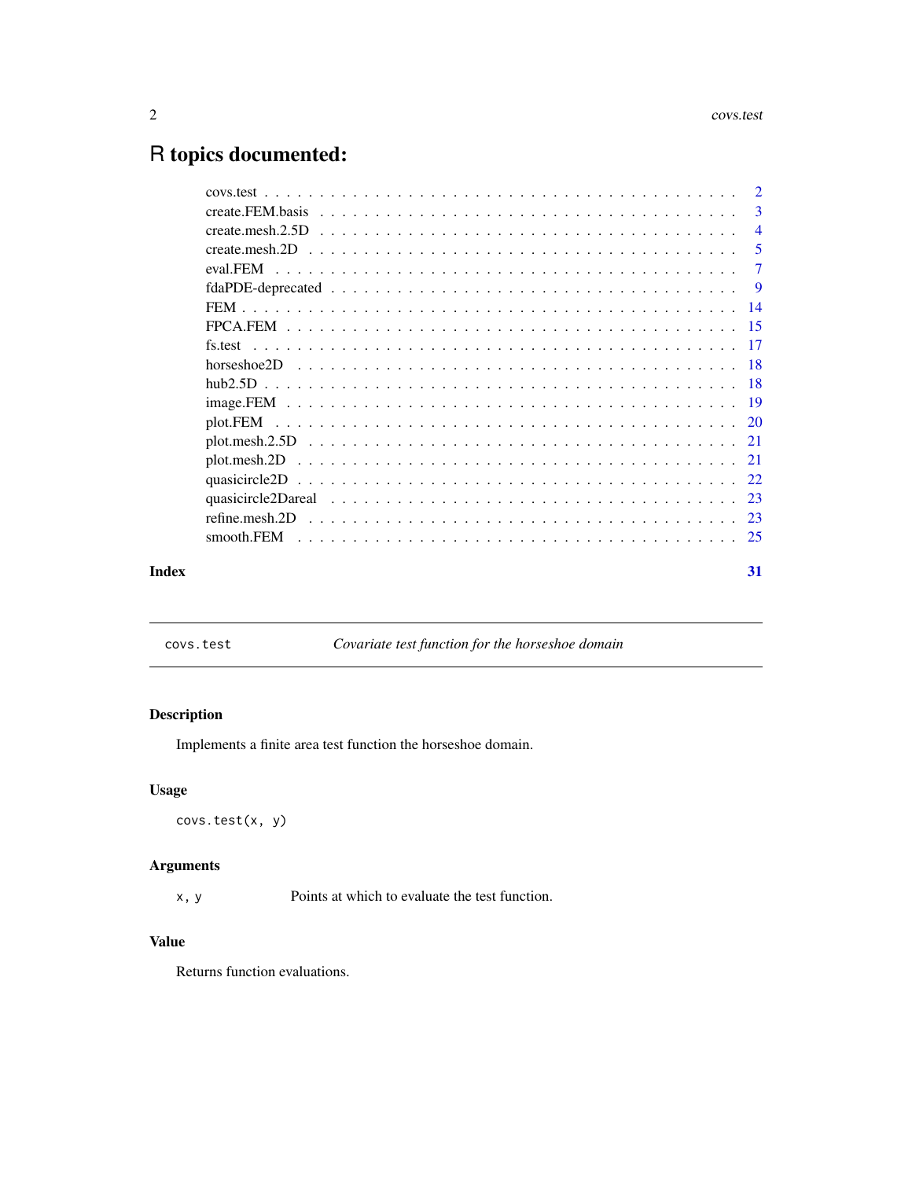# R topics documented:

| | |
|---|---|
| covs.test | 2 |
| create.FEM.basis | 3 |
| create.mesh.2.5D | 4 |
| create.mesh.2D | 5 |
| eval.FEM | 7 |
| fdaPDE-deprecated | 9 |
| FEM | 14 |
| FPCA.FEM | 15 |
| fs.test | 17 |
| horseshoe2D | 18 |
| hub2.5D | 18 |
| image.FEM | 19 |
| plot.FEM | 20 |
| plot.mesh.2.5D | 21 |
| plot.mesh.2D | 21 |
| quasicircle2D | 22 |
| quasicircle2Dareal | 23 |
| refine.mesh.2D | 23 |
| smooth.FEM | 25 |

**Index** **31**

---

`covs.test` *Covariate test function for the horseshoe domain*

---

## Description

Implements a finite area test function the horseshoe domain.

## Usage

```
covs.test(x, y)
```

## Arguments

`x, y` Points at which to evaluate the test function.

## Value

Returns function evaluations.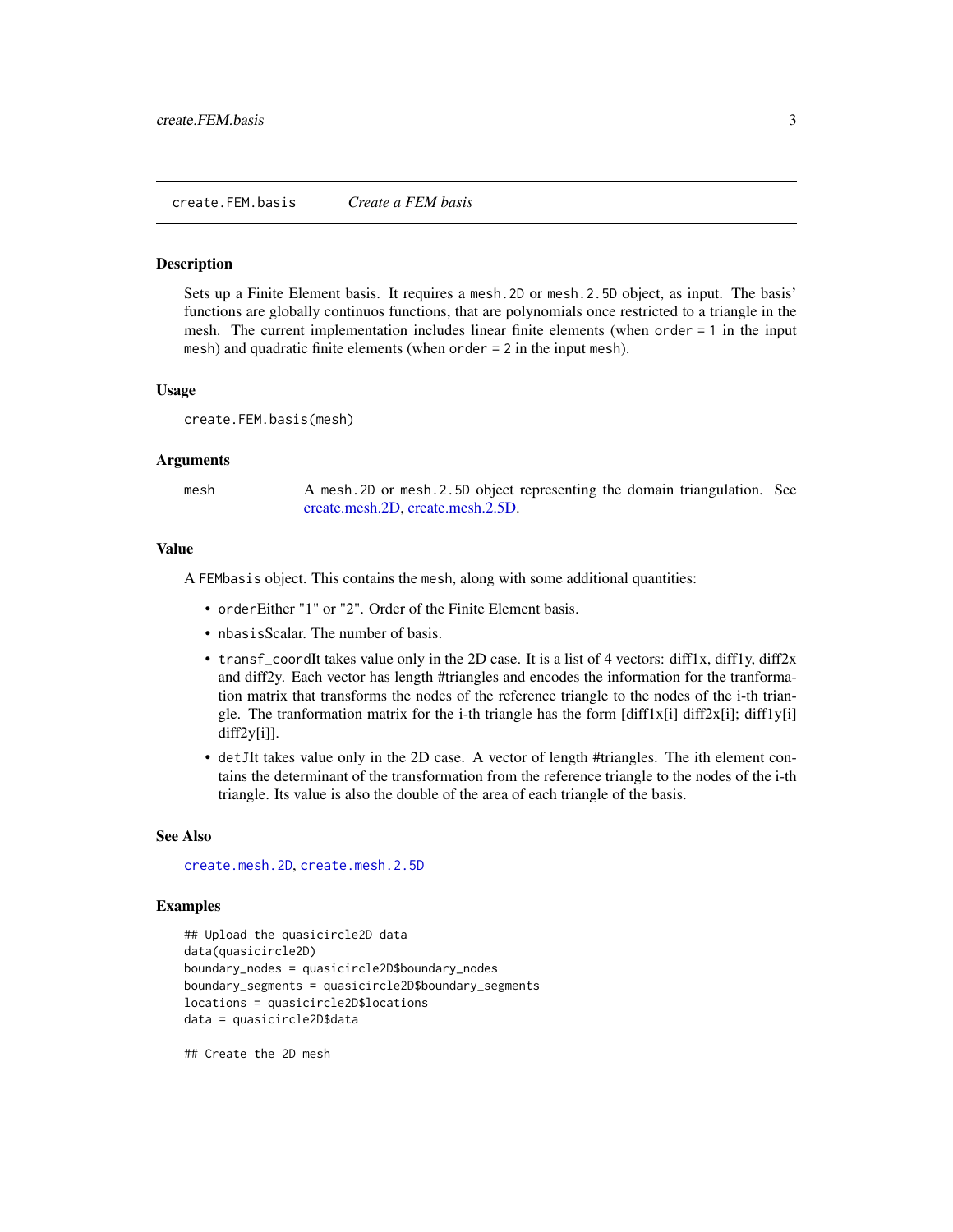## create.FEM.basis — *Create a FEM basis*

### Description

Sets up a Finite Element basis. It requires a `mesh.2D` or `mesh.2.5D` object, as input. The basis' functions are globally continuos functions, that are polynomials once restricted to a triangle in the mesh. The current implementation includes linear finite elements (when `order = 1` in the input `mesh`) and quadratic finite elements (when `order = 2` in the input `mesh`).

### Usage

```
create.FEM.basis(mesh)
```

### Arguments

| | |
|---|---|
| `mesh` | A `mesh.2D` or `mesh.2.5D` object representing the domain triangulation. See create.mesh.2D, create.mesh.2.5D. |

### Value

A `FEMbasis` object. This contains the `mesh`, along with some additional quantities:

- `order`Either "1" or "2". Order of the Finite Element basis.
- `nbasis`Scalar. The number of basis.
- `transf_coord`It takes value only in the 2D case. It is a list of 4 vectors: diff1x, diff1y, diff2x and diff2y. Each vector has length #triangles and encodes the information for the tranformation matrix that transforms the nodes of the reference triangle to the nodes of the i-th triangle. The tranformation matrix for the i-th triangle has the form [diff1x[i] diff2x[i]; diff1y[i] diff2y[i]].
- `detJ`It takes value only in the 2D case. A vector of length #triangles. The ith element contains the determinant of the transformation from the reference triangle to the nodes of the i-th triangle. Its value is also the double of the area of each triangle of the basis.

### See Also

`create.mesh.2D`, `create.mesh.2.5D`

### Examples

```
## Upload the quasicircle2D data
data(quasicircle2D)
boundary_nodes = quasicircle2D$boundary_nodes
boundary_segments = quasicircle2D$boundary_segments
locations = quasicircle2D$locations
data = quasicircle2D$data

## Create the 2D mesh
```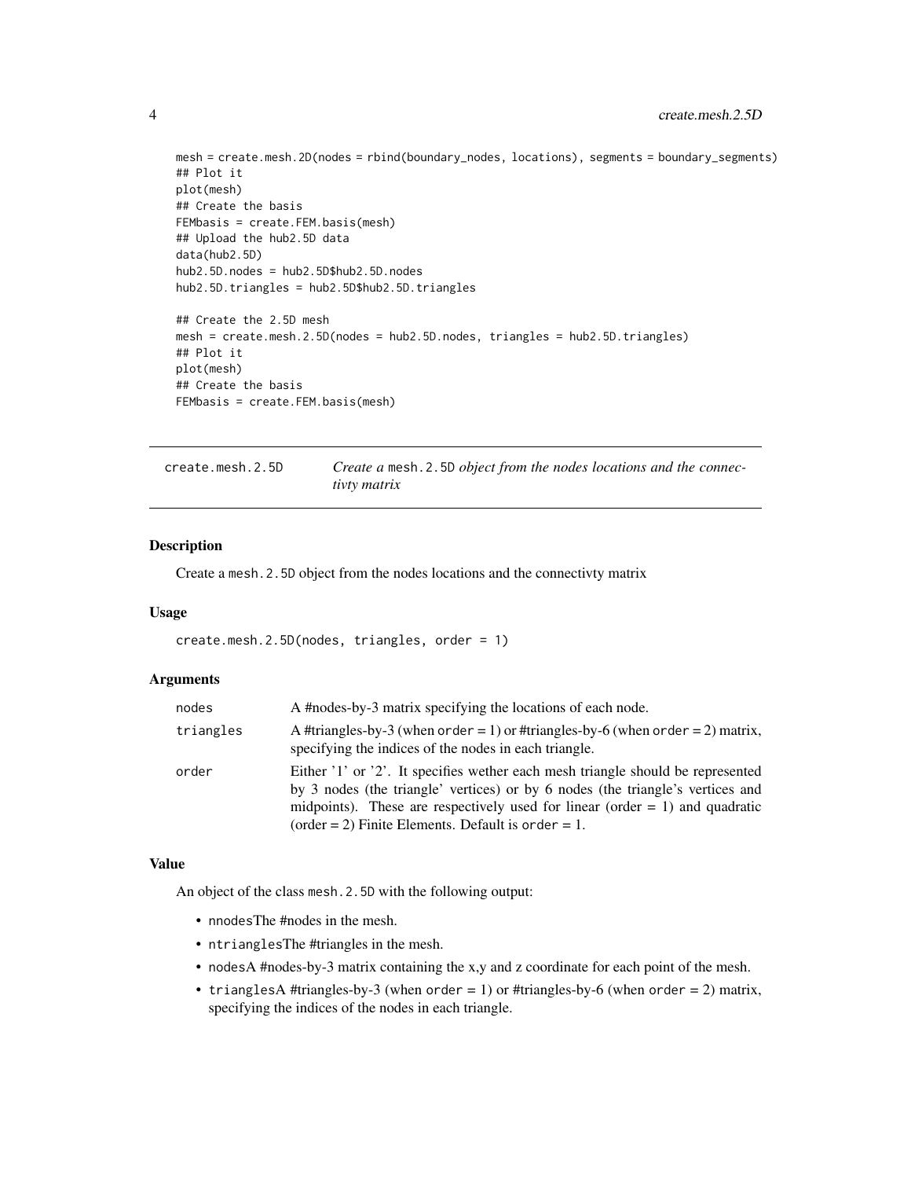```
mesh = create.mesh.2D(nodes = rbind(boundary_nodes, locations), segments = boundary_segments)
## Plot it
plot(mesh)
## Create the basis
FEMbasis = create.FEM.basis(mesh)
## Upload the hub2.5D data
data(hub2.5D)
hub2.5D.nodes = hub2.5D$hub2.5D.nodes
hub2.5D.triangles = hub2.5D$hub2.5D.triangles

## Create the 2.5D mesh
mesh = create.mesh.2.5D(nodes = hub2.5D.nodes, triangles = hub2.5D.triangles)
## Plot it
plot(mesh)
## Create the basis
FEMbasis = create.FEM.basis(mesh)
```

---

## create.mesh.2.5D — *Create a* `mesh.2.5D` *object from the nodes locations and the connectivty matrix*

---

### Description

Create a `mesh.2.5D` object from the nodes locations and the connectivty matrix

### Usage

```
create.mesh.2.5D(nodes, triangles, order = 1)
```

### Arguments

| | |
|---|---|
| `nodes` | A #nodes-by-3 matrix specifying the locations of each node. |
| `triangles` | A #triangles-by-3 (when `order` = 1) or #triangles-by-6 (when `order` = 2) matrix, specifying the indices of the nodes in each triangle. |
| `order` | Either '1' or '2'. It specifies wether each mesh triangle should be represented by 3 nodes (the triangle' vertices) or by 6 nodes (the triangle's vertices and midpoints). These are respectively used for linear (order = 1) and quadratic (order = 2) Finite Elements. Default is `order` = 1. |

### Value

An object of the class `mesh.2.5D` with the following output:

- `nnodes`The #nodes in the mesh.
- `ntriangles`The #triangles in the mesh.
- `nodes`A #nodes-by-3 matrix containing the x,y and z coordinate for each point of the mesh.
- `triangles`A #triangles-by-3 (when `order` = 1) or #triangles-by-6 (when `order` = 2) matrix, specifying the indices of the nodes in each triangle.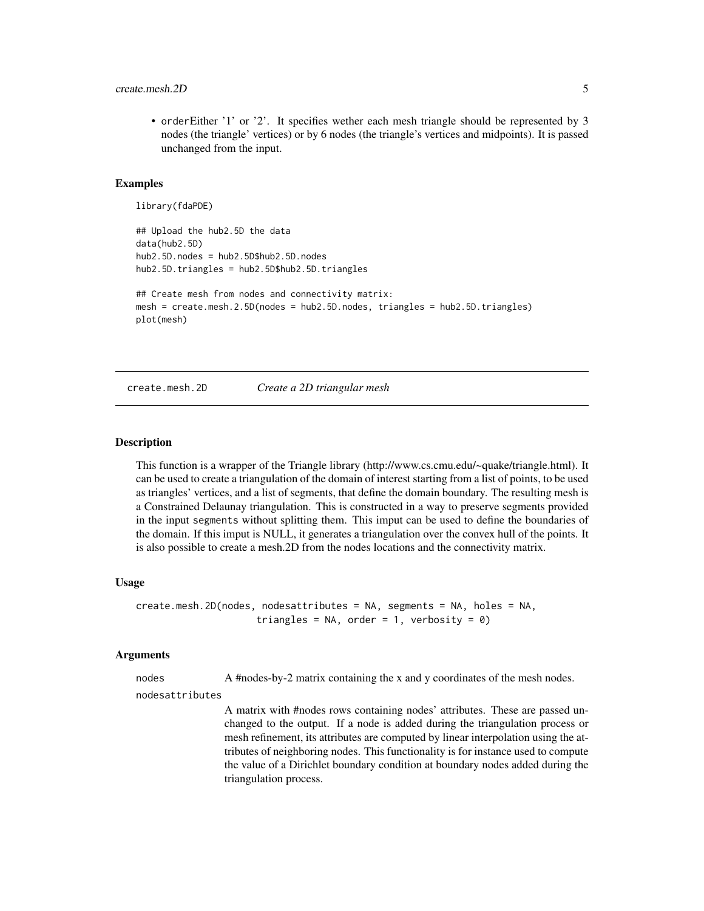- orderEither '1' or '2'. It specifies wether each mesh triangle should be represented by 3 nodes (the triangle' vertices) or by 6 nodes (the triangle's vertices and midpoints). It is passed unchanged from the input.

### Examples

```
library(fdaPDE)

## Upload the hub2.5D the data
data(hub2.5D)
hub2.5D.nodes = hub2.5D$hub2.5D.nodes
hub2.5D.triangles = hub2.5D$hub2.5D.triangles

## Create mesh from nodes and connectivity matrix:
mesh = create.mesh.2.5D(nodes = hub2.5D.nodes, triangles = hub2.5D.triangles)
plot(mesh)
```

## create.mesh.2D *Create a 2D triangular mesh*

### Description

This function is a wrapper of the Triangle library (http://www.cs.cmu.edu/~quake/triangle.html). It can be used to create a triangulation of the domain of interest starting from a list of points, to be used as triangles' vertices, and a list of segments, that define the domain boundary. The resulting mesh is a Constrained Delaunay triangulation. This is constructed in a way to preserve segments provided in the input segments without splitting them. This imput can be used to define the boundaries of the domain. If this imput is NULL, it generates a triangulation over the convex hull of the points. It is also possible to create a mesh.2D from the nodes locations and the connectivity matrix.

### Usage

```
create.mesh.2D(nodes, nodesattributes = NA, segments = NA, holes = NA,
                     triangles = NA, order = 1, verbosity = 0)
```

### Arguments

nodes
: A #nodes-by-2 matrix containing the x and y coordinates of the mesh nodes.

nodesattributes
: A matrix with #nodes rows containing nodes' attributes. These are passed unchanged to the output. If a node is added during the triangulation process or mesh refinement, its attributes are computed by linear interpolation using the attributes of neighboring nodes. This functionality is for instance used to compute the value of a Dirichlet boundary condition at boundary nodes added during the triangulation process.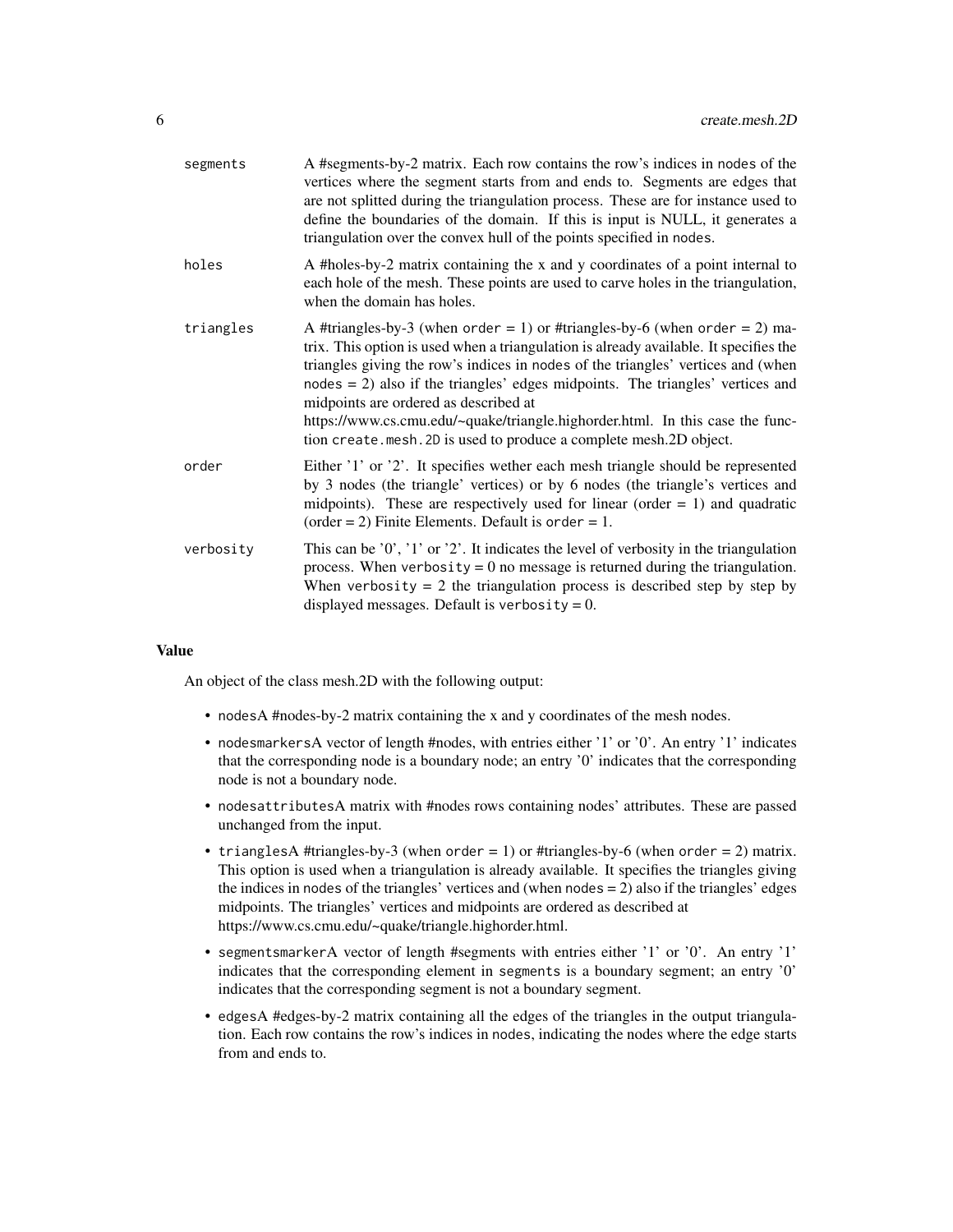| | |
|---|---|
| `segments` | A #segments-by-2 matrix. Each row contains the row's indices in `nodes` of the vertices where the segment starts from and ends to. Segments are edges that are not splitted during the triangulation process. These are for instance used to define the boundaries of the domain. If this is input is NULL, it generates a triangulation over the convex hull of the points specified in `nodes`. |
| `holes` | A #holes-by-2 matrix containing the x and y coordinates of a point internal to each hole of the mesh. These points are used to carve holes in the triangulation, when the domain has holes. |
| `triangles` | A #triangles-by-3 (when `order` = 1) or #triangles-by-6 (when `order` = 2) matrix. This option is used when a triangulation is already available. It specifies the triangles giving the row's indices in `nodes` of the triangles' vertices and (when `nodes` = 2) also if the triangles' edges midpoints. The triangles' vertices and midpoints are ordered as described at https://www.cs.cmu.edu/~quake/triangle.highorder.html. In this case the function `create.mesh.2D` is used to produce a complete mesh.2D object. |
| `order` | Either '1' or '2'. It specifies wether each mesh triangle should be represented by 3 nodes (the triangle' vertices) or by 6 nodes (the triangle's vertices and midpoints). These are respectively used for linear (order = 1) and quadratic (order = 2) Finite Elements. Default is `order` = 1. |
| `verbosity` | This can be '0', '1' or '2'. It indicates the level of verbosity in the triangulation process. When `verbosity` = 0 no message is returned during the triangulation. When `verbosity` = 2 the triangulation process is described step by step by displayed messages. Default is `verbosity` = 0. |

## Value

An object of the class mesh.2D with the following output:

- `nodes`A #nodes-by-2 matrix containing the x and y coordinates of the mesh nodes.
- `nodesmarkers`A vector of length #nodes, with entries either '1' or '0'. An entry '1' indicates that the corresponding node is a boundary node; an entry '0' indicates that the corresponding node is not a boundary node.
- `nodesattributes`A matrix with #nodes rows containing nodes' attributes. These are passed unchanged from the input.
- `triangles`A #triangles-by-3 (when `order` = 1) or #triangles-by-6 (when `order` = 2) matrix. This option is used when a triangulation is already available. It specifies the triangles giving the indices in `nodes` of the triangles' vertices and (when `nodes` = 2) also if the triangles' edges midpoints. The triangles' vertices and midpoints are ordered as described at https://www.cs.cmu.edu/~quake/triangle.highorder.html.
- `segmentsmarker`A vector of length #segments with entries either '1' or '0'. An entry '1' indicates that the corresponding element in `segments` is a boundary segment; an entry '0' indicates that the corresponding segment is not a boundary segment.
- `edges`A #edges-by-2 matrix containing all the edges of the triangles in the output triangulation. Each row contains the row's indices in `nodes`, indicating the nodes where the edge starts from and ends to.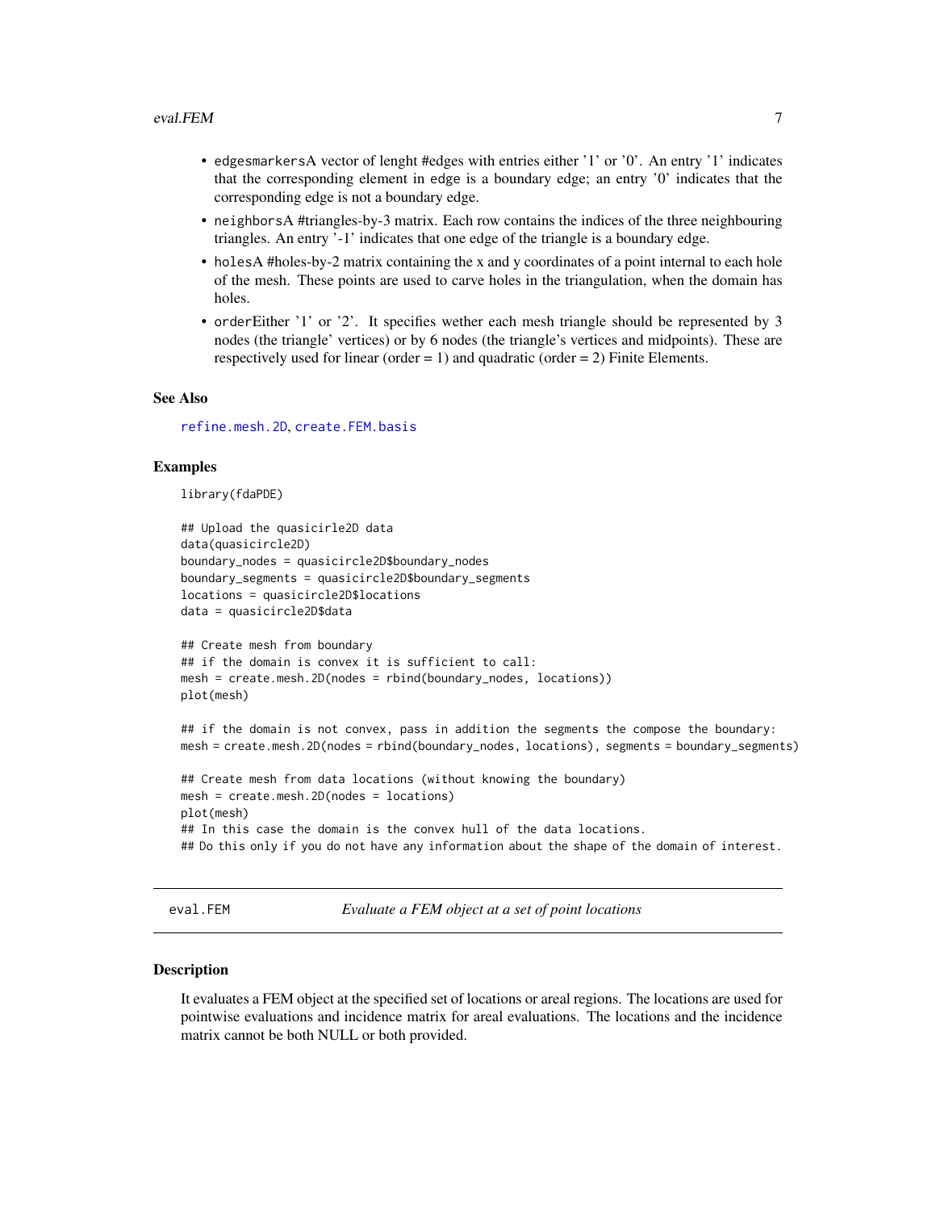- `edgesmarkers`A vector of lenght #edges with entries either '1' or '0'. An entry '1' indicates that the corresponding element in edge is a boundary edge; an entry '0' indicates that the corresponding edge is not a boundary edge.
- `neighbors`A #triangles-by-3 matrix. Each row contains the indices of the three neighbouring triangles. An entry '-1' indicates that one edge of the triangle is a boundary edge.
- `holes`A #holes-by-2 matrix containing the x and y coordinates of a point internal to each hole of the mesh. These points are used to carve holes in the triangulation, when the domain has holes.
- `order`Either '1' or '2'. It specifies wether each mesh triangle should be represented by 3 nodes (the triangle' vertices) or by 6 nodes (the triangle's vertices and midpoints). These are respectively used for linear (order = 1) and quadratic (order = 2) Finite Elements.

### See Also

`refine.mesh.2D`, `create.FEM.basis`

### Examples

```
library(fdaPDE)

## Upload the quasicirle2D data
data(quasicircle2D)
boundary_nodes = quasicircle2D$boundary_nodes
boundary_segments = quasicircle2D$boundary_segments
locations = quasicircle2D$locations
data = quasicircle2D$data

## Create mesh from boundary
## if the domain is convex it is sufficient to call:
mesh = create.mesh.2D(nodes = rbind(boundary_nodes, locations))
plot(mesh)

## if the domain is not convex, pass in addition the segments the compose the boundary:
mesh = create.mesh.2D(nodes = rbind(boundary_nodes, locations), segments = boundary_segments)

## Create mesh from data locations (without knowing the boundary)
mesh = create.mesh.2D(nodes = locations)
plot(mesh)
## In this case the domain is the convex hull of the data locations.
## Do this only if you do not have any information about the shape of the domain of interest.
```

---

## eval.FEM — *Evaluate a FEM object at a set of point locations*

### Description

It evaluates a FEM object at the specified set of locations or areal regions. The locations are used for pointwise evaluations and incidence matrix for areal evaluations. The locations and the incidence matrix cannot be both NULL or both provided.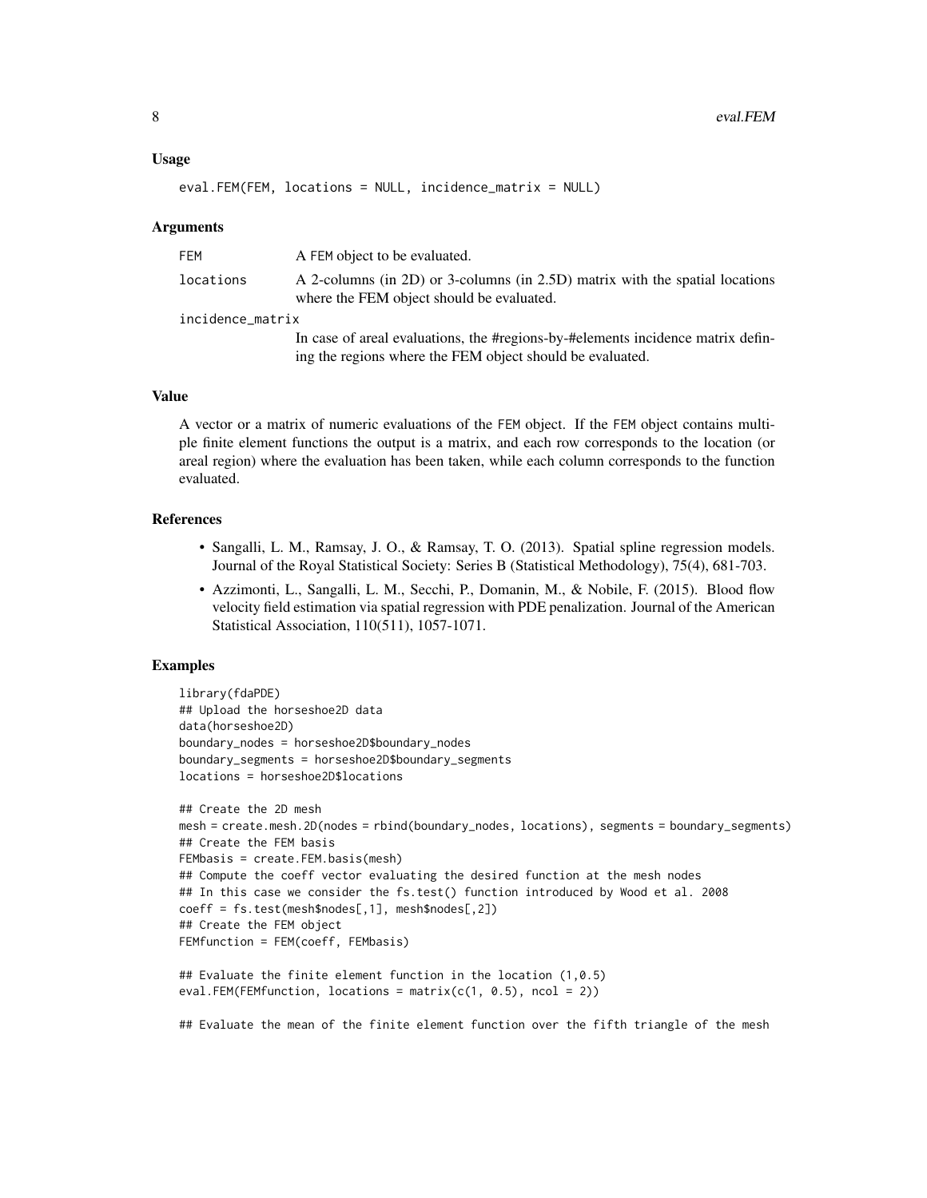### Usage

```
eval.FEM(FEM, locations = NULL, incidence_matrix = NULL)
```

### Arguments

| | |
|---|---|
| FEM | A FEM object to be evaluated. |
| locations | A 2-columns (in 2D) or 3-columns (in 2.5D) matrix with the spatial locations where the FEM object should be evaluated. |
| incidence_matrix | In case of areal evaluations, the #regions-by-#elements incidence matrix defining the regions where the FEM object should be evaluated. |

### Value

A vector or a matrix of numeric evaluations of the FEM object. If the FEM object contains multiple finite element functions the output is a matrix, and each row corresponds to the location (or areal region) where the evaluation has been taken, while each column corresponds to the function evaluated.

### References

- Sangalli, L. M., Ramsay, J. O., & Ramsay, T. O. (2013). Spatial spline regression models. Journal of the Royal Statistical Society: Series B (Statistical Methodology), 75(4), 681-703.
- Azzimonti, L., Sangalli, L. M., Secchi, P., Domanin, M., & Nobile, F. (2015). Blood flow velocity field estimation via spatial regression with PDE penalization. Journal of the American Statistical Association, 110(511), 1057-1071.

### Examples

```
library(fdaPDE)
## Upload the horseshoe2D data
data(horseshoe2D)
boundary_nodes = horseshoe2D$boundary_nodes
boundary_segments = horseshoe2D$boundary_segments
locations = horseshoe2D$locations

## Create the 2D mesh
mesh = create.mesh.2D(nodes = rbind(boundary_nodes, locations), segments = boundary_segments)
## Create the FEM basis
FEMbasis = create.FEM.basis(mesh)
## Compute the coeff vector evaluating the desired function at the mesh nodes
## In this case we consider the fs.test() function introduced by Wood et al. 2008
coeff = fs.test(mesh$nodes[,1], mesh$nodes[,2])
## Create the FEM object
FEMfunction = FEM(coeff, FEMbasis)

## Evaluate the finite element function in the location (1,0.5)
eval.FEM(FEMfunction, locations = matrix(c(1, 0.5), ncol = 2))

## Evaluate the mean of the finite element function over the fifth triangle of the mesh
```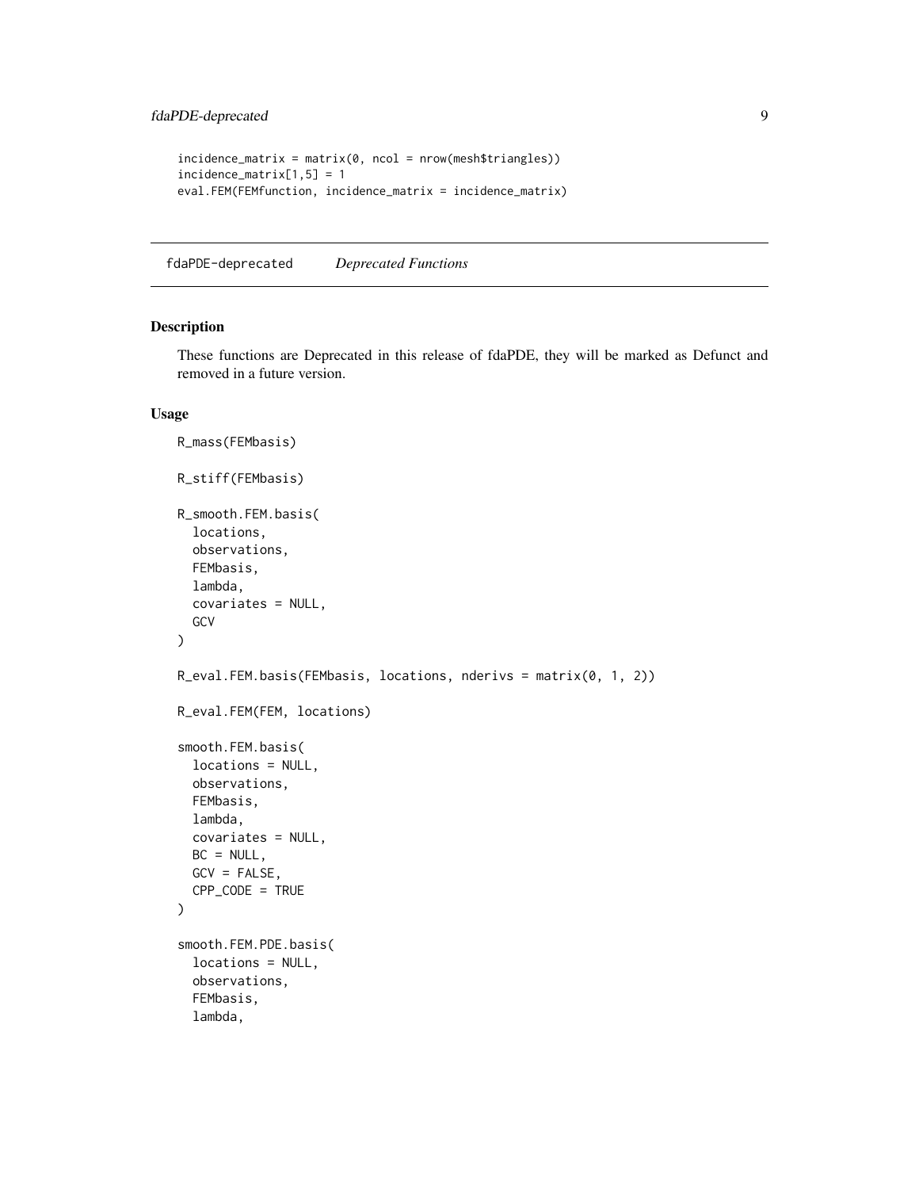```
incidence_matrix = matrix(0, ncol = nrow(mesh$triangles))
incidence_matrix[1,5] = 1
eval.FEM(FEMfunction, incidence_matrix = incidence_matrix)
```

## fdaPDE-deprecated *Deprecated Functions*

### Description

These functions are Deprecated in this release of fdaPDE, they will be marked as Defunct and removed in a future version.

### Usage

```
R_mass(FEMbasis)

R_stiff(FEMbasis)

R_smooth.FEM.basis(
  locations,
  observations,
  FEMbasis,
  lambda,
  covariates = NULL,
  GCV
)

R_eval.FEM.basis(FEMbasis, locations, nderivs = matrix(0, 1, 2))

R_eval.FEM(FEM, locations)

smooth.FEM.basis(
  locations = NULL,
  observations,
  FEMbasis,
  lambda,
  covariates = NULL,
  BC = NULL,
  GCV = FALSE,
  CPP_CODE = TRUE
)

smooth.FEM.PDE.basis(
  locations = NULL,
  observations,
  FEMbasis,
  lambda,
```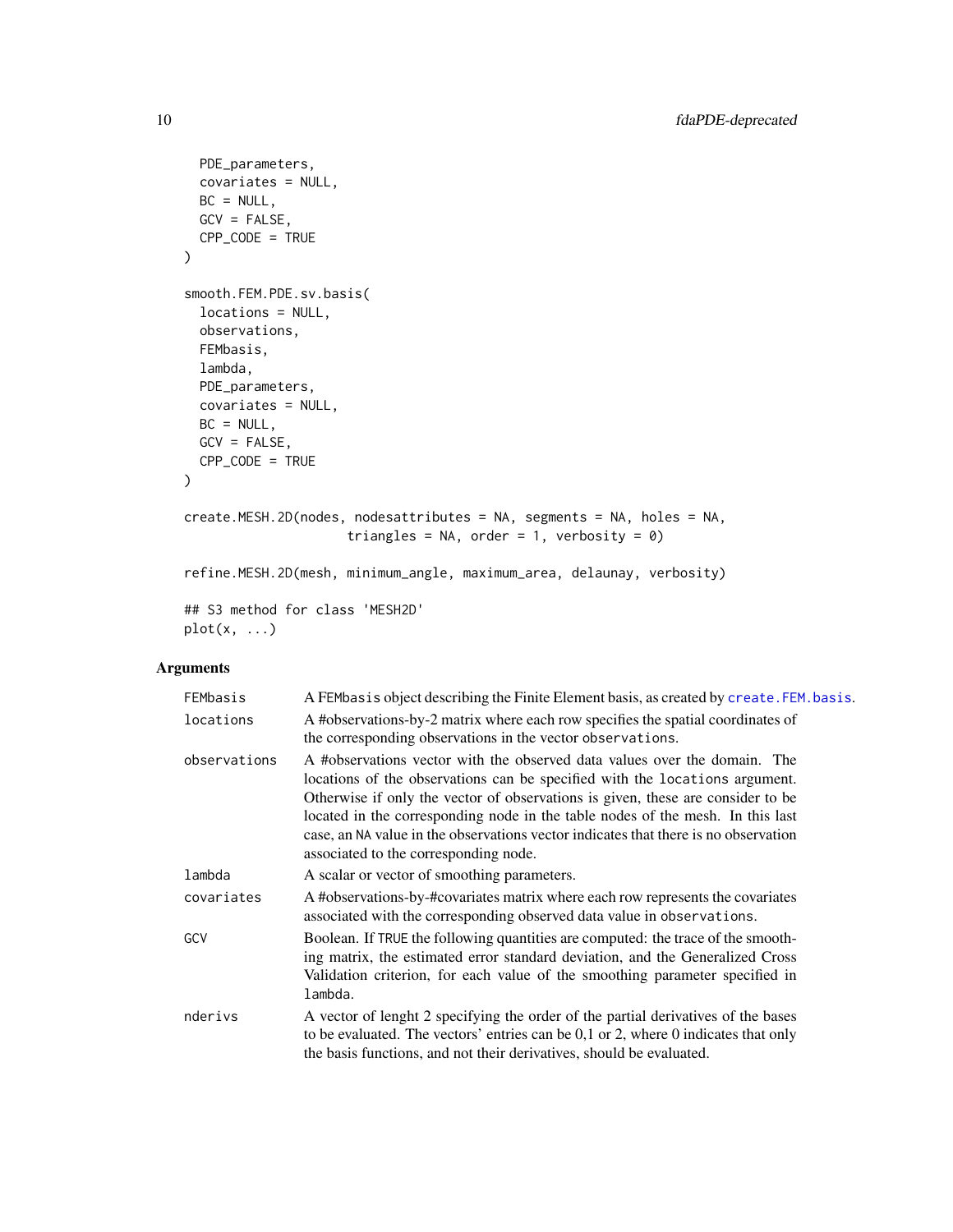```
  PDE_parameters,
  covariates = NULL,
  BC = NULL,
  GCV = FALSE,
  CPP_CODE = TRUE
)

smooth.FEM.PDE.sv.basis(
  locations = NULL,
  observations,
  FEMbasis,
  lambda,
  PDE_parameters,
  covariates = NULL,
  BC = NULL,
  GCV = FALSE,
  CPP_CODE = TRUE
)

create.MESH.2D(nodes, nodesattributes = NA, segments = NA, holes = NA,
                   triangles = NA, order = 1, verbosity = 0)

refine.MESH.2D(mesh, minimum_angle, maximum_area, delaunay, verbosity)

## S3 method for class 'MESH2D'
plot(x, ...)
```

## Arguments

| | |
|---|---|
| `FEMbasis` | A FEMbasis object describing the Finite Element basis, as created by `create.FEM.basis`. |
| `locations` | A #observations-by-2 matrix where each row specifies the spatial coordinates of the corresponding observations in the vector `observations`. |
| `observations` | A #observations vector with the observed data values over the domain. The locations of the observations can be specified with the `locations` argument. Otherwise if only the vector of observations is given, these are consider to be located in the corresponding node in the table nodes of the mesh. In this last case, an NA value in the observations vector indicates that there is no observation associated to the corresponding node. |
| `lambda` | A scalar or vector of smoothing parameters. |
| `covariates` | A #observations-by-#covariates matrix where each row represents the covariates associated with the corresponding observed data value in `observations`. |
| `GCV` | Boolean. If TRUE the following quantities are computed: the trace of the smoothing matrix, the estimated error standard deviation, and the Generalized Cross Validation criterion, for each value of the smoothing parameter specified in `lambda`. |
| `nderivs` | A vector of lenght 2 specifying the order of the partial derivatives of the bases to be evaluated. The vectors' entries can be 0,1 or 2, where 0 indicates that only the basis functions, and not their derivatives, should be evaluated. |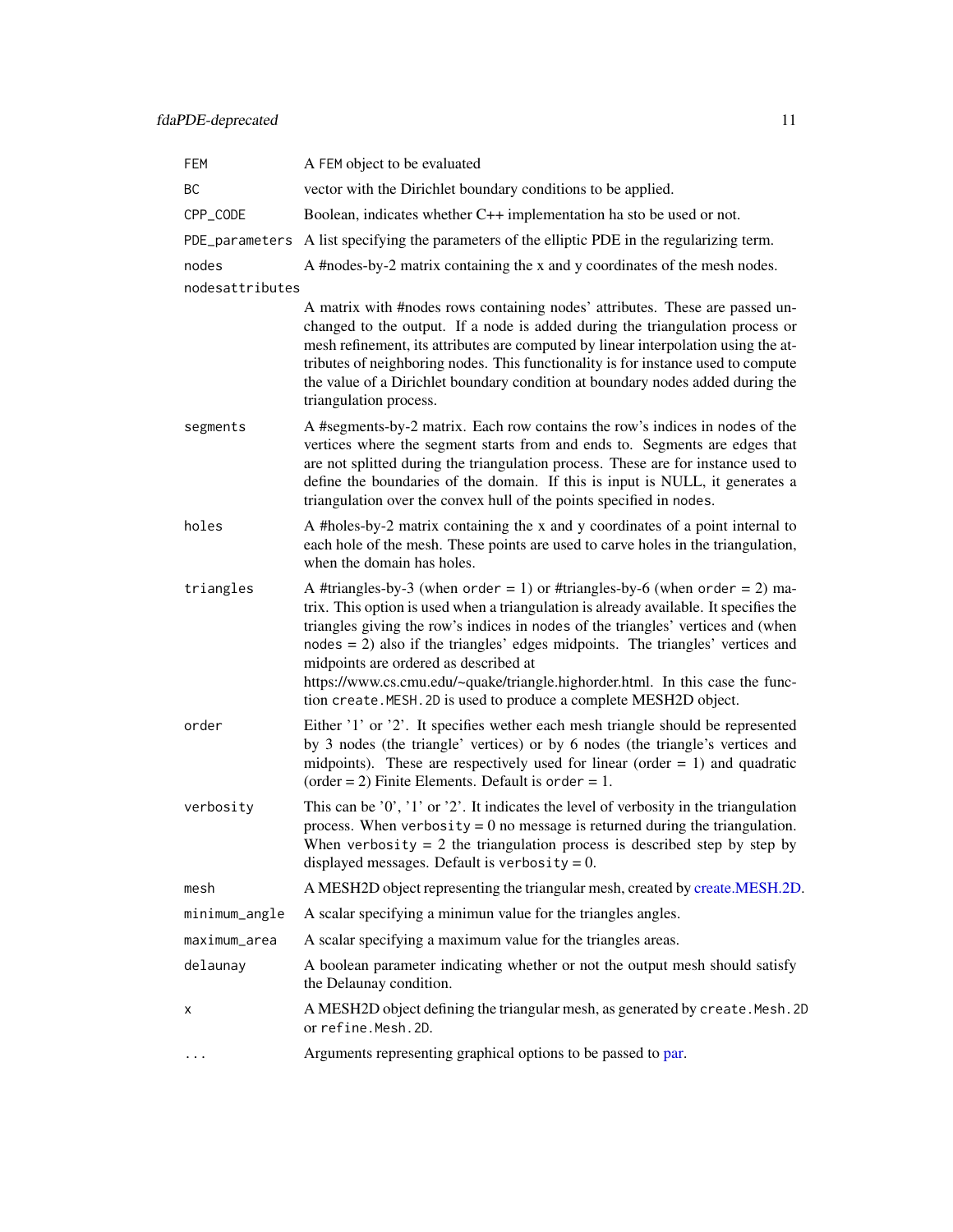| | |
|---|---|
| `FEM` | A `FEM` object to be evaluated |
| `BC` | vector with the Dirichlet boundary conditions to be applied. |
| `CPP_CODE` | Boolean, indicates whether C++ implementation ha sto be used or not. |
| `PDE_parameters` | A list specifying the parameters of the elliptic PDE in the regularizing term. |
| `nodes` | A #nodes-by-2 matrix containing the x and y coordinates of the mesh nodes. |
| `nodesattributes` | A matrix with #nodes rows containing nodes' attributes. These are passed unchanged to the output. If a node is added during the triangulation process or mesh refinement, its attributes are computed by linear interpolation using the attributes of neighboring nodes. This functionality is for instance used to compute the value of a Dirichlet boundary condition at boundary nodes added during the triangulation process. |
| `segments` | A #segments-by-2 matrix. Each row contains the row's indices in `nodes` of the vertices where the segment starts from and ends to. Segments are edges that are not splitted during the triangulation process. These are for instance used to define the boundaries of the domain. If this is input is NULL, it generates a triangulation over the convex hull of the points specified in `nodes`. |
| `holes` | A #holes-by-2 matrix containing the x and y coordinates of a point internal to each hole of the mesh. These points are used to carve holes in the triangulation, when the domain has holes. |
| `triangles` | A #triangles-by-3 (when `order` = 1) or #triangles-by-6 (when `order` = 2) matrix. This option is used when a triangulation is already available. It specifies the triangles giving the row's indices in `nodes` of the triangles' vertices and (when `nodes` = 2) also if the triangles' edges midpoints. The triangles' vertices and midpoints are ordered as described at https://www.cs.cmu.edu/~quake/triangle.highorder.html. In this case the function `create.MESH.2D` is used to produce a complete MESH2D object. |
| `order` | Either '1' or '2'. It specifies wether each mesh triangle should be represented by 3 nodes (the triangle' vertices) or by 6 nodes (the triangle's vertices and midpoints). These are respectively used for linear (order = 1) and quadratic (order = 2) Finite Elements. Default is `order` = 1. |
| `verbosity` | This can be '0', '1' or '2'. It indicates the level of verbosity in the triangulation process. When `verbosity` = 0 no message is returned during the triangulation. When `verbosity` = 2 the triangulation process is described step by step by displayed messages. Default is `verbosity` = 0. |
| `mesh` | A MESH2D object representing the triangular mesh, created by create.MESH.2D. |
| `minimum_angle` | A scalar specifying a minimun value for the triangles angles. |
| `maximum_area` | A scalar specifying a maximum value for the triangles areas. |
| `delaunay` | A boolean parameter indicating whether or not the output mesh should satisfy the Delaunay condition. |
| `x` | A MESH2D object defining the triangular mesh, as generated by `create.Mesh.2D` or `refine.Mesh.2D`. |
| `...` | Arguments representing graphical options to be passed to par. |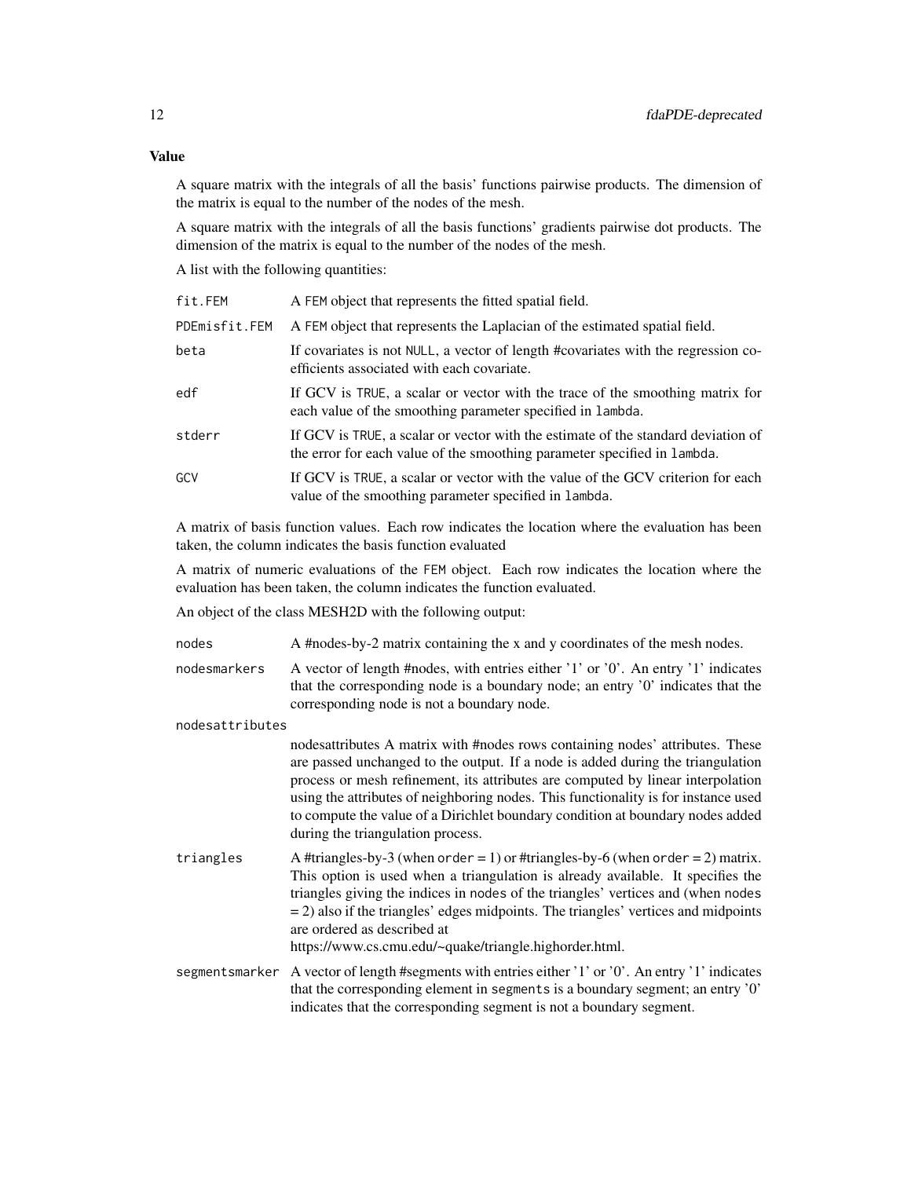## Value

A square matrix with the integrals of all the basis' functions pairwise products. The dimension of the matrix is equal to the number of the nodes of the mesh.

A square matrix with the integrals of all the basis functions' gradients pairwise dot products. The dimension of the matrix is equal to the number of the nodes of the mesh.

A list with the following quantities:

| | |
|---|---|
| fit.FEM | A FEM object that represents the fitted spatial field. |
| PDEmisfit.FEM | A FEM object that represents the Laplacian of the estimated spatial field. |
| beta | If covariates is not NULL, a vector of length #covariates with the regression coefficients associated with each covariate. |
| edf | If GCV is TRUE, a scalar or vector with the trace of the smoothing matrix for each value of the smoothing parameter specified in lambda. |
| stderr | If GCV is TRUE, a scalar or vector with the estimate of the standard deviation of the error for each value of the smoothing parameter specified in lambda. |
| GCV | If GCV is TRUE, a scalar or vector with the value of the GCV criterion for each value of the smoothing parameter specified in lambda. |

A matrix of basis function values. Each row indicates the location where the evaluation has been taken, the column indicates the basis function evaluated

A matrix of numeric evaluations of the FEM object. Each row indicates the location where the evaluation has been taken, the column indicates the function evaluated.

An object of the class MESH2D with the following output:

| | |
|---|---|
| nodes | A #nodes-by-2 matrix containing the x and y coordinates of the mesh nodes. |
| nodesmarkers | A vector of length #nodes, with entries either '1' or '0'. An entry '1' indicates that the corresponding node is a boundary node; an entry '0' indicates that the corresponding node is not a boundary node. |
| nodesattributes | nodesattributes A matrix with #nodes rows containing nodes' attributes. These are passed unchanged to the output. If a node is added during the triangulation process or mesh refinement, its attributes are computed by linear interpolation using the attributes of neighboring nodes. This functionality is for instance used to compute the value of a Dirichlet boundary condition at boundary nodes added during the triangulation process. |
| triangles | A #triangles-by-3 (when order = 1) or #triangles-by-6 (when order = 2) matrix. This option is used when a triangulation is already available. It specifies the triangles giving the indices in nodes of the triangles' vertices and (when nodes = 2) also if the triangles' edges midpoints. The triangles' vertices and midpoints are ordered as described at https://www.cs.cmu.edu/~quake/triangle.highorder.html. |
| segmentsmarker | A vector of length #segments with entries either '1' or '0'. An entry '1' indicates that the corresponding element in segments is a boundary segment; an entry '0' indicates that the corresponding segment is not a boundary segment. |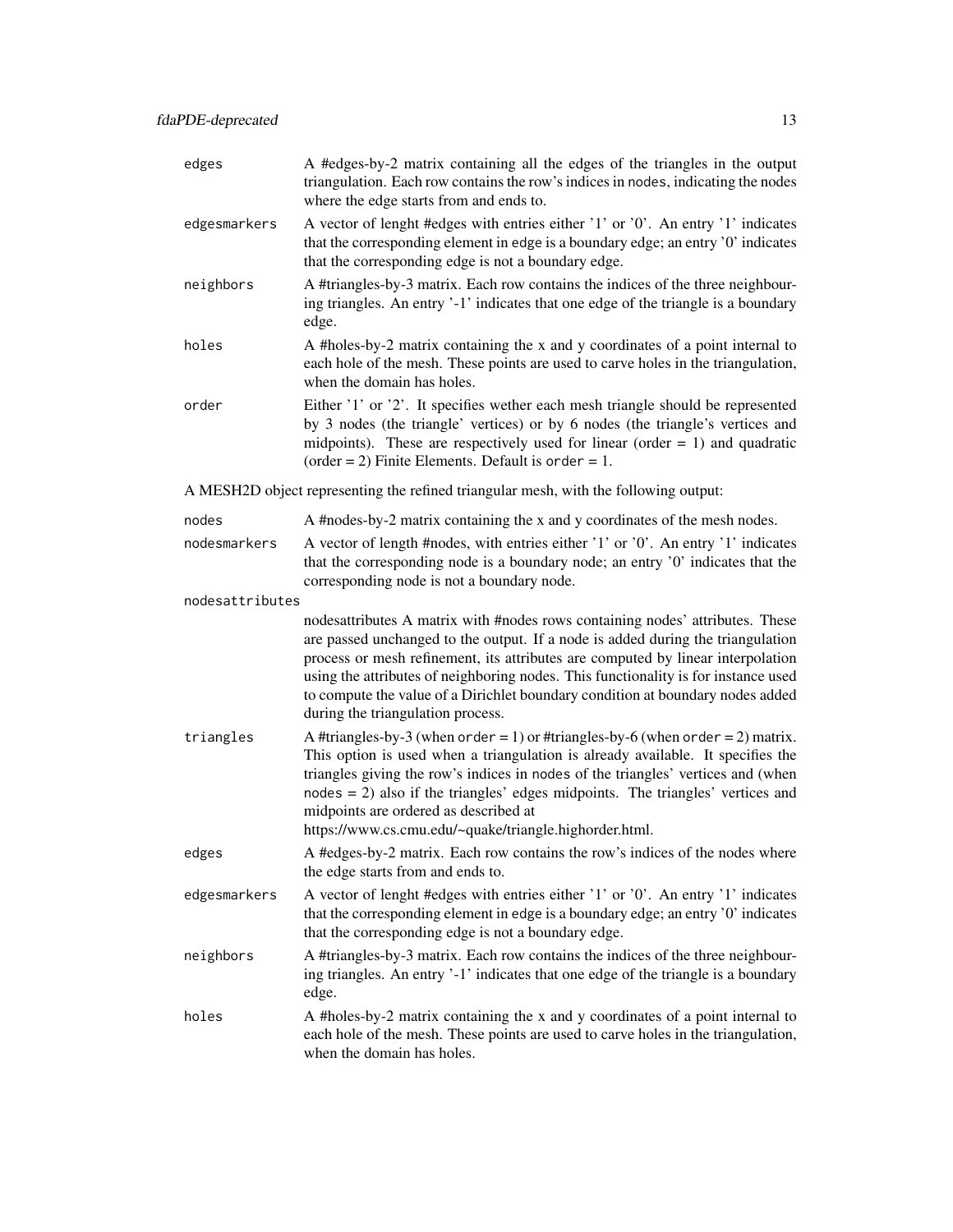edges
: A #edges-by-2 matrix containing all the edges of the triangles in the output triangulation. Each row contains the row's indices in `nodes`, indicating the nodes where the edge starts from and ends to.

edgesmarkers
: A vector of lenght #edges with entries either '1' or '0'. An entry '1' indicates that the corresponding element in `edge` is a boundary edge; an entry '0' indicates that the corresponding edge is not a boundary edge.

neighbors
: A #triangles-by-3 matrix. Each row contains the indices of the three neighbouring triangles. An entry '-1' indicates that one edge of the triangle is a boundary edge.

holes
: A #holes-by-2 matrix containing the x and y coordinates of a point internal to each hole of the mesh. These points are used to carve holes in the triangulation, when the domain has holes.

order
: Either '1' or '2'. It specifies wether each mesh triangle should be represented by 3 nodes (the triangle' vertices) or by 6 nodes (the triangle's vertices and midpoints). These are respectively used for linear (order = 1) and quadratic (order = 2) Finite Elements. Default is `order` = 1.

A MESH2D object representing the refined triangular mesh, with the following output:

nodes
: A #nodes-by-2 matrix containing the x and y coordinates of the mesh nodes.

nodesmarkers
: A vector of length #nodes, with entries either '1' or '0'. An entry '1' indicates that the corresponding node is a boundary node; an entry '0' indicates that the corresponding node is not a boundary node.

nodesattributes
: nodesattributes A matrix with #nodes rows containing nodes' attributes. These are passed unchanged to the output. If a node is added during the triangulation process or mesh refinement, its attributes are computed by linear interpolation using the attributes of neighboring nodes. This functionality is for instance used to compute the value of a Dirichlet boundary condition at boundary nodes added during the triangulation process.

triangles
: A #triangles-by-3 (when `order` = 1) or #triangles-by-6 (when `order` = 2) matrix. This option is used when a triangulation is already available. It specifies the triangles giving the row's indices in `nodes` of the triangles' vertices and (when `nodes` = 2) also if the triangles' edges midpoints. The triangles' vertices and midpoints are ordered as described at https://www.cs.cmu.edu/~quake/triangle.highorder.html.

edges
: A #edges-by-2 matrix. Each row contains the row's indices of the nodes where the edge starts from and ends to.

edgesmarkers
: A vector of lenght #edges with entries either '1' or '0'. An entry '1' indicates that the corresponding element in `edge` is a boundary edge; an entry '0' indicates that the corresponding edge is not a boundary edge.

neighbors
: A #triangles-by-3 matrix. Each row contains the indices of the three neighbouring triangles. An entry '-1' indicates that one edge of the triangle is a boundary edge.

holes
: A #holes-by-2 matrix containing the x and y coordinates of a point internal to each hole of the mesh. These points are used to carve holes in the triangulation, when the domain has holes.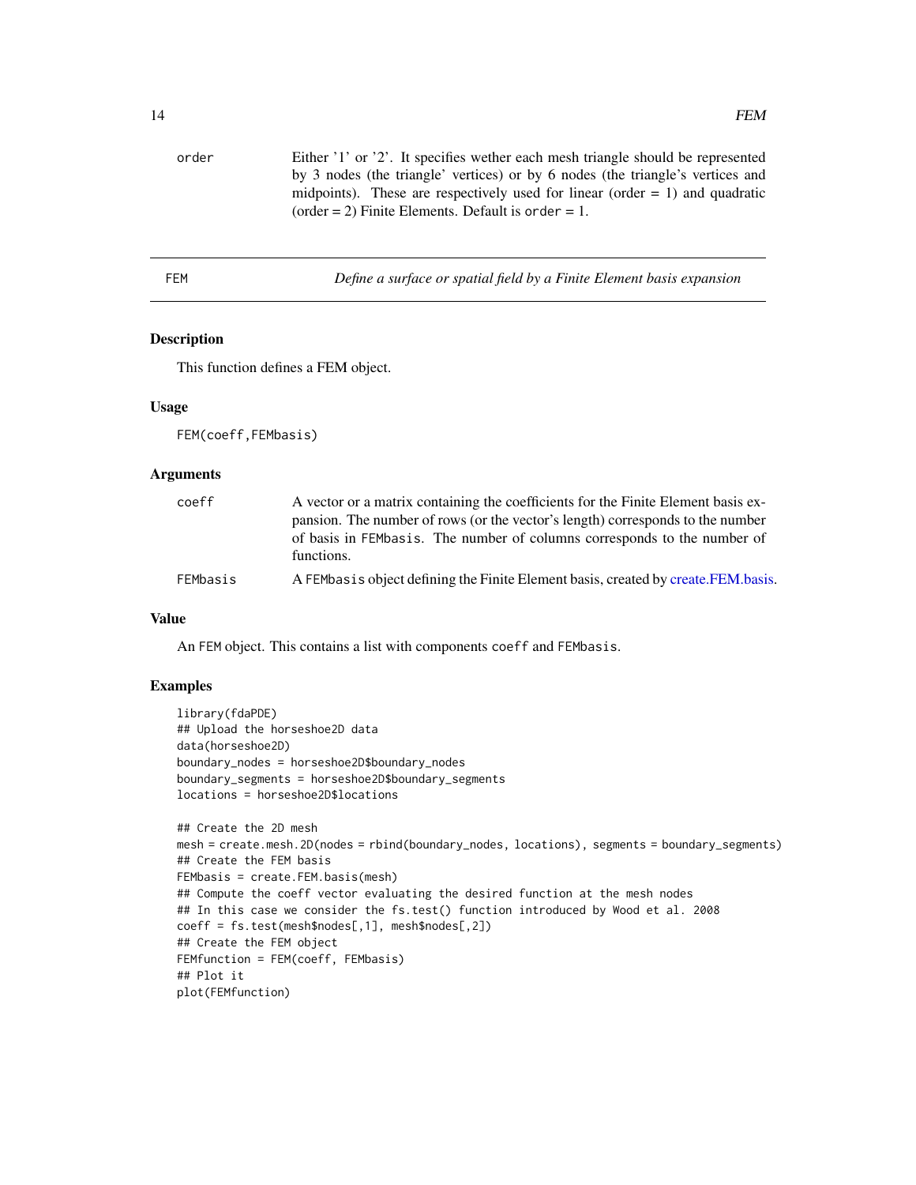order Either '1' or '2'. It specifies wether each mesh triangle should be represented by 3 nodes (the triangle' vertices) or by 6 nodes (the triangle's vertices and midpoints). These are respectively used for linear (order = 1) and quadratic (order = 2) Finite Elements. Default is `order` = 1.

---

# FEM — *Define a surface or spatial field by a Finite Element basis expansion*

## Description

This function defines a FEM object.

## Usage

```
FEM(coeff,FEMbasis)
```

## Arguments

| | |
|---|---|
| `coeff` | A vector or a matrix containing the coefficients for the Finite Element basis expansion. The number of rows (or the vector's length) corresponds to the number of basis in `FEMbasis`. The number of columns corresponds to the number of functions. |
| `FEMbasis` | A `FEMbasis` object defining the Finite Element basis, created by create.FEM.basis. |

## Value

An `FEM` object. This contains a list with components `coeff` and `FEMbasis`.

## Examples

```
library(fdaPDE)
## Upload the horseshoe2D data
data(horseshoe2D)
boundary_nodes = horseshoe2D$boundary_nodes
boundary_segments = horseshoe2D$boundary_segments
locations = horseshoe2D$locations

## Create the 2D mesh
mesh = create.mesh.2D(nodes = rbind(boundary_nodes, locations), segments = boundary_segments)
## Create the FEM basis
FEMbasis = create.FEM.basis(mesh)
## Compute the coeff vector evaluating the desired function at the mesh nodes
## In this case we consider the fs.test() function introduced by Wood et al. 2008
coeff = fs.test(mesh$nodes[,1], mesh$nodes[,2])
## Create the FEM object
FEMfunction = FEM(coeff, FEMbasis)
## Plot it
plot(FEMfunction)
```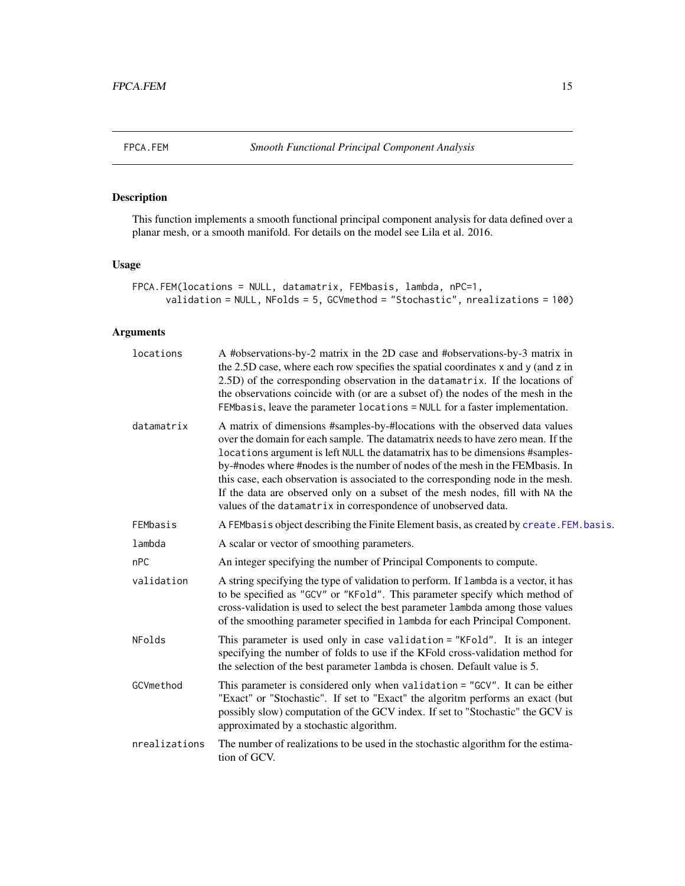# FPCA.FEM — *Smooth Functional Principal Component Analysis*

## Description

This function implements a smooth functional principal component analysis for data defined over a planar mesh, or a smooth manifold. For details on the model see Lila et al. 2016.

## Usage

```
FPCA.FEM(locations = NULL, datamatrix, FEMbasis, lambda, nPC=1,
      validation = NULL, NFolds = 5, GCVmethod = "Stochastic", nrealizations = 100)
```

## Arguments

| Argument | Description |
|---|---|
| `locations` | A #observations-by-2 matrix in the 2D case and #observations-by-3 matrix in the 2.5D case, where each row specifies the spatial coordinates `x` and `y` (and `z` in 2.5D) of the corresponding observation in the `datamatrix`. If the locations of the observations coincide with (or are a subset of) the nodes of the mesh in the `FEMbasis`, leave the parameter `locations = NULL` for a faster implementation. |
| `datamatrix` | A matrix of dimensions #samples-by-#locations with the observed data values over the domain for each sample. The datamatrix needs to have zero mean. If the `locations` argument is left `NULL` the datamatrix has to be dimensions #samples-by-#nodes where #nodes is the number of nodes of the mesh in the FEMbasis. In this case, each observation is associated to the corresponding node in the mesh. If the data are observed only on a subset of the mesh nodes, fill with `NA` the values of the `datamatrix` in correspondence of unobserved data. |
| `FEMbasis` | A `FEMbasis` object describing the Finite Element basis, as created by `create.FEM.basis`. |
| `lambda` | A scalar or vector of smoothing parameters. |
| `nPC` | An integer specifying the number of Principal Components to compute. |
| `validation` | A string specifying the type of validation to perform. If `lambda` is a vector, it has to be specified as `"GCV"` or `"KFold"`. This parameter specify which method of cross-validation is used to select the best parameter `lambda` among those values of the smoothing parameter specified in `lambda` for each Principal Component. |
| `NFolds` | This parameter is used only in case `validation = "KFold"`. It is an integer specifying the number of folds to use if the KFold cross-validation method for the selection of the best parameter `lambda` is chosen. Default value is 5. |
| `GCVmethod` | This parameter is considered only when `validation = "GCV"`. It can be either "Exact" or "Stochastic". If set to "Exact" the algoritm performs an exact (but possibly slow) computation of the GCV index. If set to "Stochastic" the GCV is approximated by a stochastic algorithm. |
| `nrealizations` | The number of realizations to be used in the stochastic algorithm for the estimation of GCV. |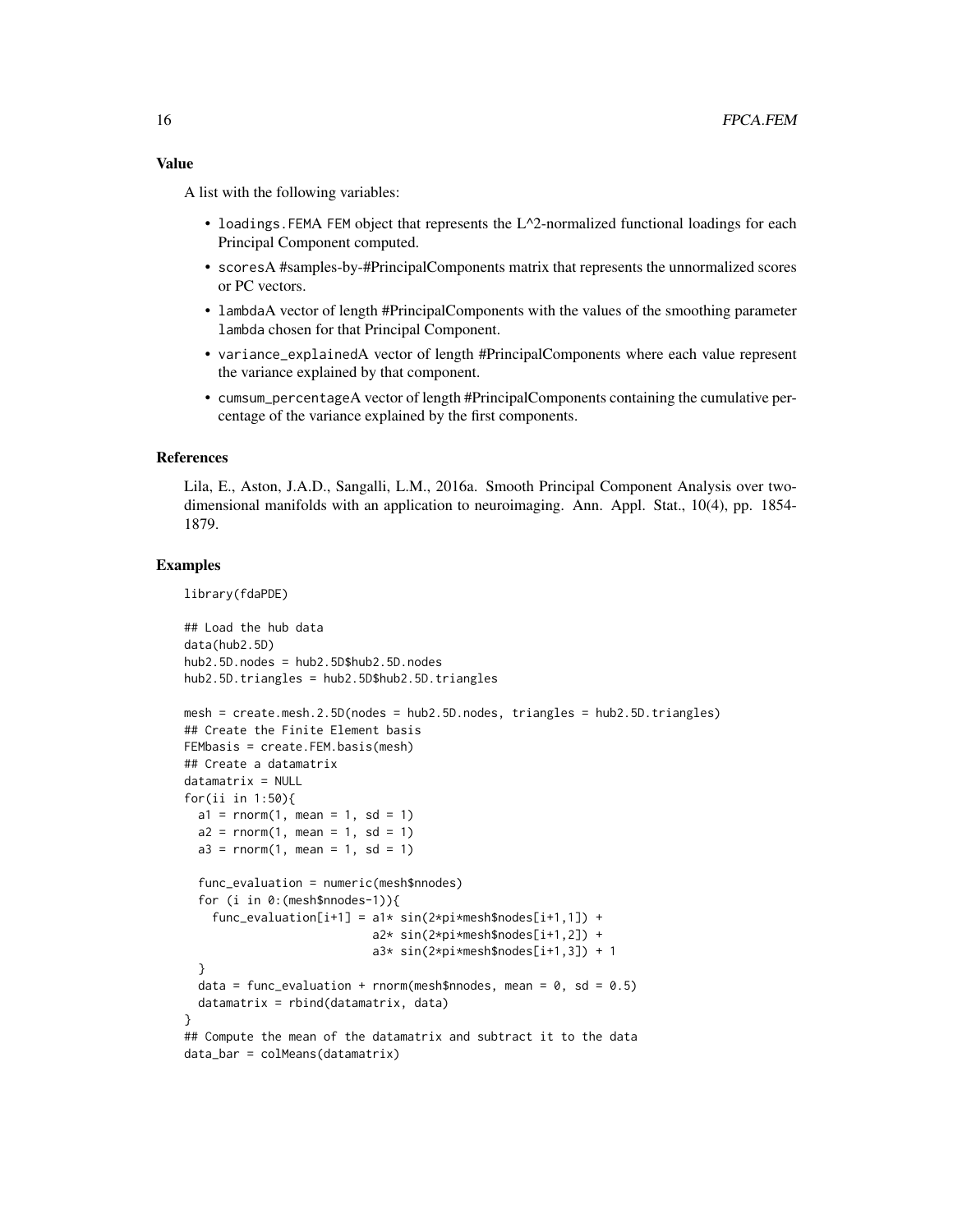### Value

A list with the following variables:

- `loadings.FEM`A `FEM` object that represents the L^2-normalized functional loadings for each Principal Component computed.
- `scores`A #samples-by-#PrincipalComponents matrix that represents the unnormalized scores or PC vectors.
- `lambda`A vector of length #PrincipalComponents with the values of the smoothing parameter `lambda` chosen for that Principal Component.
- `variance_explained`A vector of length #PrincipalComponents where each value represent the variance explained by that component.
- `cumsum_percentage`A vector of length #PrincipalComponents containing the cumulative percentage of the variance explained by the first components.

### References

Lila, E., Aston, J.A.D., Sangalli, L.M., 2016a. Smooth Principal Component Analysis over two-dimensional manifolds with an application to neuroimaging. Ann. Appl. Stat., 10(4), pp. 1854-1879.

### Examples

```
library(fdaPDE)

## Load the hub data
data(hub2.5D)
hub2.5D.nodes = hub2.5D$hub2.5D.nodes
hub2.5D.triangles = hub2.5D$hub2.5D.triangles

mesh = create.mesh.2.5D(nodes = hub2.5D.nodes, triangles = hub2.5D.triangles)
## Create the Finite Element basis
FEMbasis = create.FEM.basis(mesh)
## Create a datamatrix
datamatrix = NULL
for(ii in 1:50){
  a1 = rnorm(1, mean = 1, sd = 1)
  a2 = rnorm(1, mean = 1, sd = 1)
  a3 = rnorm(1, mean = 1, sd = 1)

  func_evaluation = numeric(mesh$nnodes)
  for (i in 0:(mesh$nnodes-1)){
    func_evaluation[i+1] = a1* sin(2*pi*mesh$nodes[i+1,1]) +
                           a2* sin(2*pi*mesh$nodes[i+1,2]) +
                           a3* sin(2*pi*mesh$nodes[i+1,3]) + 1
  }
  data = func_evaluation + rnorm(mesh$nnodes, mean = 0, sd = 0.5)
  datamatrix = rbind(datamatrix, data)
}
## Compute the mean of the datamatrix and subtract it to the data
data_bar = colMeans(datamatrix)
```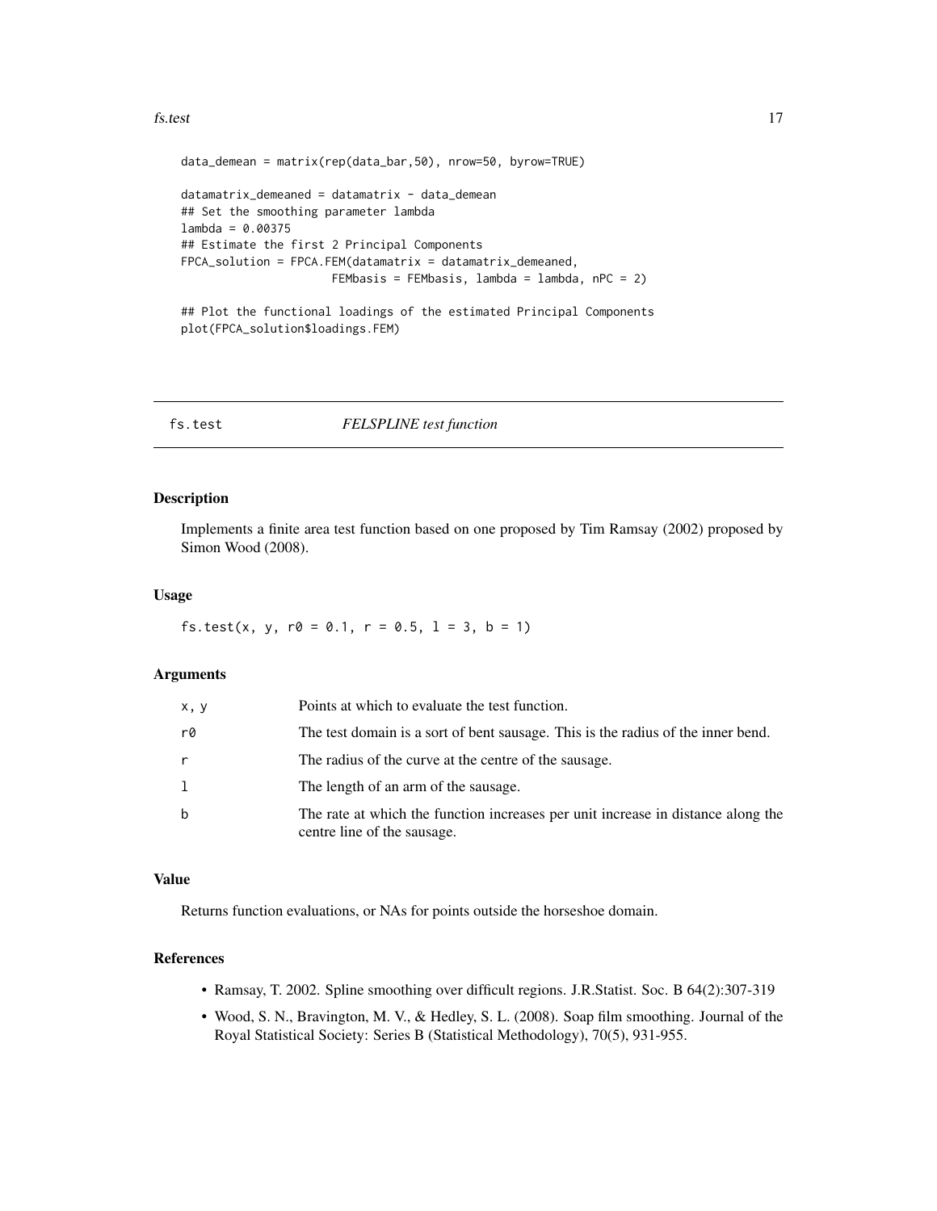```
data_demean = matrix(rep(data_bar,50), nrow=50, byrow=TRUE)

datamatrix_demeaned = datamatrix - data_demean
## Set the smoothing parameter lambda
lambda = 0.00375
## Estimate the first 2 Principal Components
FPCA_solution = FPCA.FEM(datamatrix = datamatrix_demeaned,
                    FEMbasis = FEMbasis, lambda = lambda, nPC = 2)

## Plot the functional loadings of the estimated Principal Components
plot(FPCA_solution$loadings.FEM)
```

---

## fs.test — *FELSPLINE test function*

---

### Description

Implements a finite area test function based on one proposed by Tim Ramsay (2002) proposed by Simon Wood (2008).

### Usage

```
fs.test(x, y, r0 = 0.1, r = 0.5, l = 3, b = 1)
```

### Arguments

| | |
|---|---|
| x, y | Points at which to evaluate the test function. |
| r0 | The test domain is a sort of bent sausage. This is the radius of the inner bend. |
| r | The radius of the curve at the centre of the sausage. |
| l | The length of an arm of the sausage. |
| b | The rate at which the function increases per unit increase in distance along the centre line of the sausage. |

### Value

Returns function evaluations, or NAs for points outside the horseshoe domain.

### References

- Ramsay, T. 2002. Spline smoothing over difficult regions. J.R.Statist. Soc. B 64(2):307-319
- Wood, S. N., Bravington, M. V., & Hedley, S. L. (2008). Soap film smoothing. Journal of the Royal Statistical Society: Series B (Statistical Methodology), 70(5), 931-955.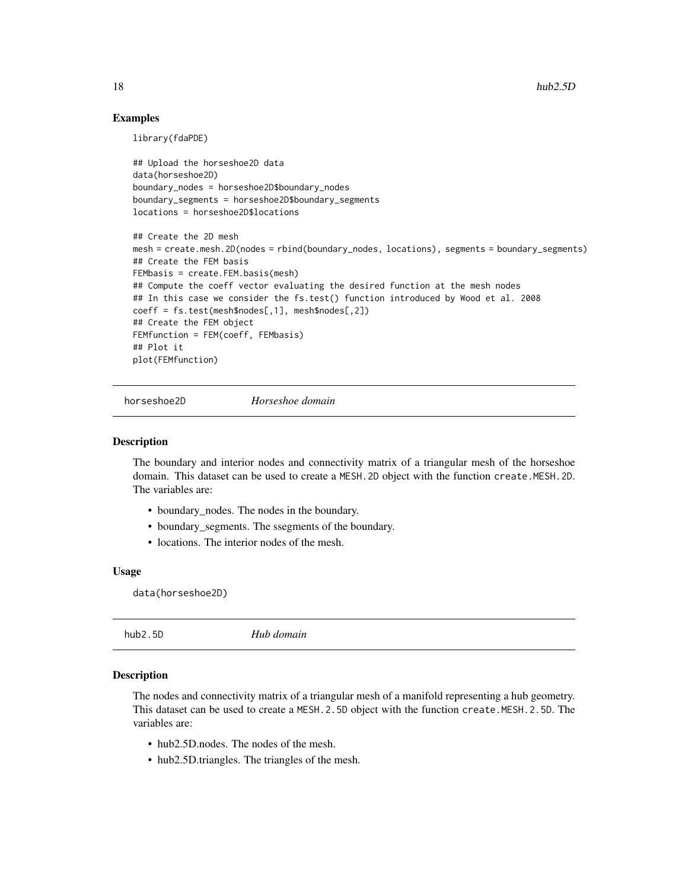## Examples

```
library(fdaPDE)

## Upload the horseshoe2D data
data(horseshoe2D)
boundary_nodes = horseshoe2D$boundary_nodes
boundary_segments = horseshoe2D$boundary_segments
locations = horseshoe2D$locations

## Create the 2D mesh
mesh = create.mesh.2D(nodes = rbind(boundary_nodes, locations), segments = boundary_segments)
## Create the FEM basis
FEMbasis = create.FEM.basis(mesh)
## Compute the coeff vector evaluating the desired function at the mesh nodes
## In this case we consider the fs.test() function introduced by Wood et al. 2008
coeff = fs.test(mesh$nodes[,1], mesh$nodes[,2])
## Create the FEM object
FEMfunction = FEM(coeff, FEMbasis)
## Plot it
plot(FEMfunction)
```

---

# horseshoe2D &nbsp;&nbsp;&nbsp;&nbsp; *Horseshoe domain*

## Description

The boundary and interior nodes and connectivity matrix of a triangular mesh of the horseshoe domain. This dataset can be used to create a `MESH.2D` object with the function `create.MESH.2D`. The variables are:

- boundary_nodes. The nodes in the boundary.
- boundary_segments. The ssegments of the boundary.
- locations. The interior nodes of the mesh.

## Usage

```
data(horseshoe2D)
```

---

# hub2.5D &nbsp;&nbsp;&nbsp;&nbsp; *Hub domain*

## Description

The nodes and connectivity matrix of a triangular mesh of a manifold representing a hub geometry. This dataset can be used to create a `MESH.2.5D` object with the function `create.MESH.2.5D`. The variables are:

- hub2.5D.nodes. The nodes of the mesh.
- hub2.5D.triangles. The triangles of the mesh.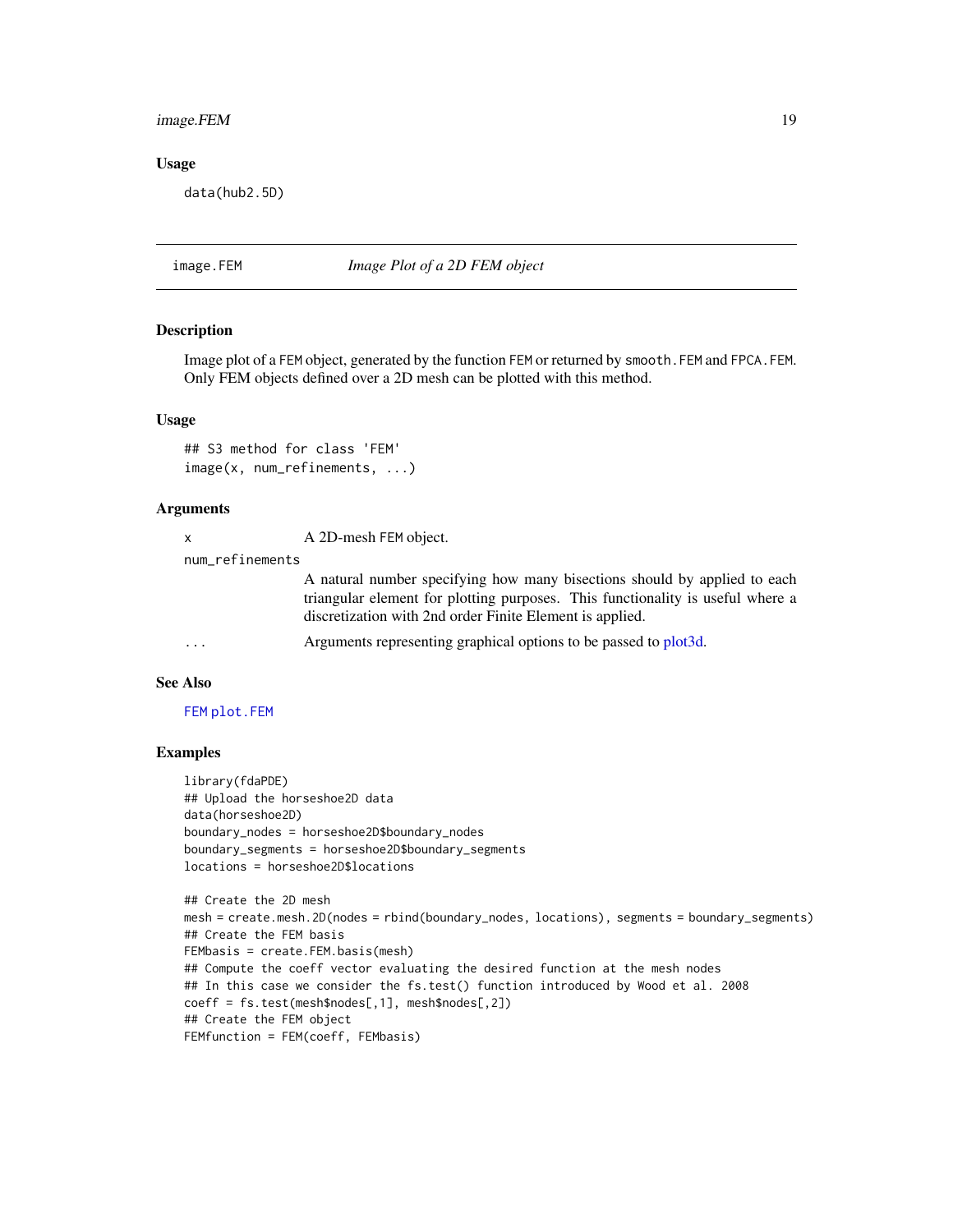### Usage

```
data(hub2.5D)
```

## image.FEM — *Image Plot of a 2D FEM object*

### Description

Image plot of a FEM object, generated by the function FEM or returned by smooth.FEM and FPCA.FEM. Only FEM objects defined over a 2D mesh can be plotted with this method.

### Usage

```
## S3 method for class 'FEM'
image(x, num_refinements, ...)
```

### Arguments

| | |
|---|---|
| x | A 2D-mesh FEM object. |
| num_refinements | A natural number specifying how many bisections should by applied to each triangular element for plotting purposes. This functionality is useful where a discretization with 2nd order Finite Element is applied. |
| ... | Arguments representing graphical options to be passed to plot3d. |

### See Also

FEM plot.FEM

### Examples

```
library(fdaPDE)
## Upload the horseshoe2D data
data(horseshoe2D)
boundary_nodes = horseshoe2D$boundary_nodes
boundary_segments = horseshoe2D$boundary_segments
locations = horseshoe2D$locations

## Create the 2D mesh
mesh = create.mesh.2D(nodes = rbind(boundary_nodes, locations), segments = boundary_segments)
## Create the FEM basis
FEMbasis = create.FEM.basis(mesh)
## Compute the coeff vector evaluating the desired function at the mesh nodes
## In this case we consider the fs.test() function introduced by Wood et al. 2008
coeff = fs.test(mesh$nodes[,1], mesh$nodes[,2])
## Create the FEM object
FEMfunction = FEM(coeff, FEMbasis)
```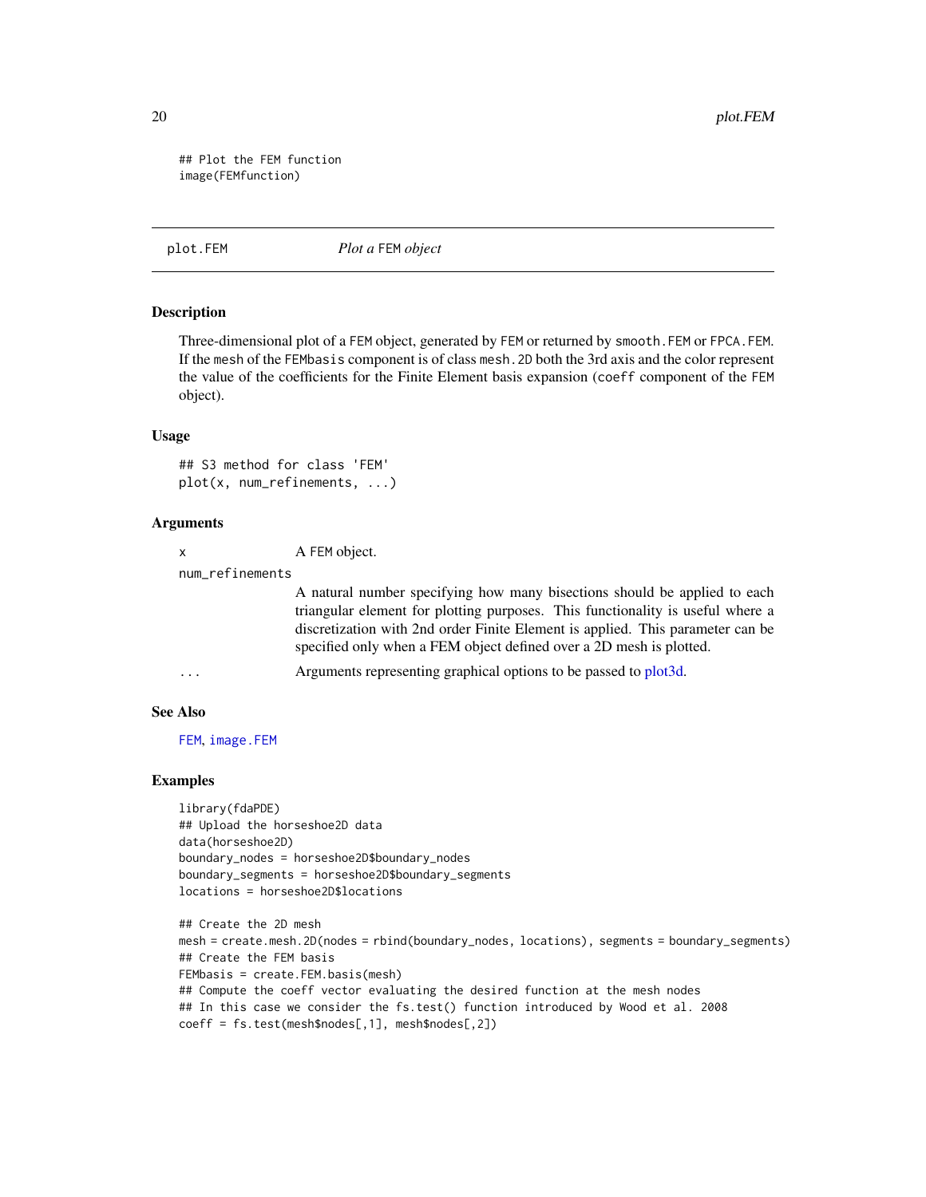```
## Plot the FEM function
image(FEMfunction)
```

## plot.FEM — *Plot a* FEM *object*

### Description

Three-dimensional plot of a FEM object, generated by FEM or returned by smooth.FEM or FPCA.FEM. If the mesh of the FEMbasis component is of class mesh.2D both the 3rd axis and the color represent the value of the coefficients for the Finite Element basis expansion (coeff component of the FEM object).

### Usage

```
## S3 method for class 'FEM'
plot(x, num_refinements, ...)
```

### Arguments

| | |
|---|---|
| x | A FEM object. |
| num_refinements | A natural number specifying how many bisections should be applied to each triangular element for plotting purposes. This functionality is useful where a discretization with 2nd order Finite Element is applied. This parameter can be specified only when a FEM object defined over a 2D mesh is plotted. |
| ... | Arguments representing graphical options to be passed to plot3d. |

### See Also

FEM, image.FEM

### Examples

```
library(fdaPDE)
## Upload the horseshoe2D data
data(horseshoe2D)
boundary_nodes = horseshoe2D$boundary_nodes
boundary_segments = horseshoe2D$boundary_segments
locations = horseshoe2D$locations

## Create the 2D mesh
mesh = create.mesh.2D(nodes = rbind(boundary_nodes, locations), segments = boundary_segments)
## Create the FEM basis
FEMbasis = create.FEM.basis(mesh)
## Compute the coeff vector evaluating the desired function at the mesh nodes
## In this case we consider the fs.test() function introduced by Wood et al. 2008
coeff = fs.test(mesh$nodes[,1], mesh$nodes[,2])
```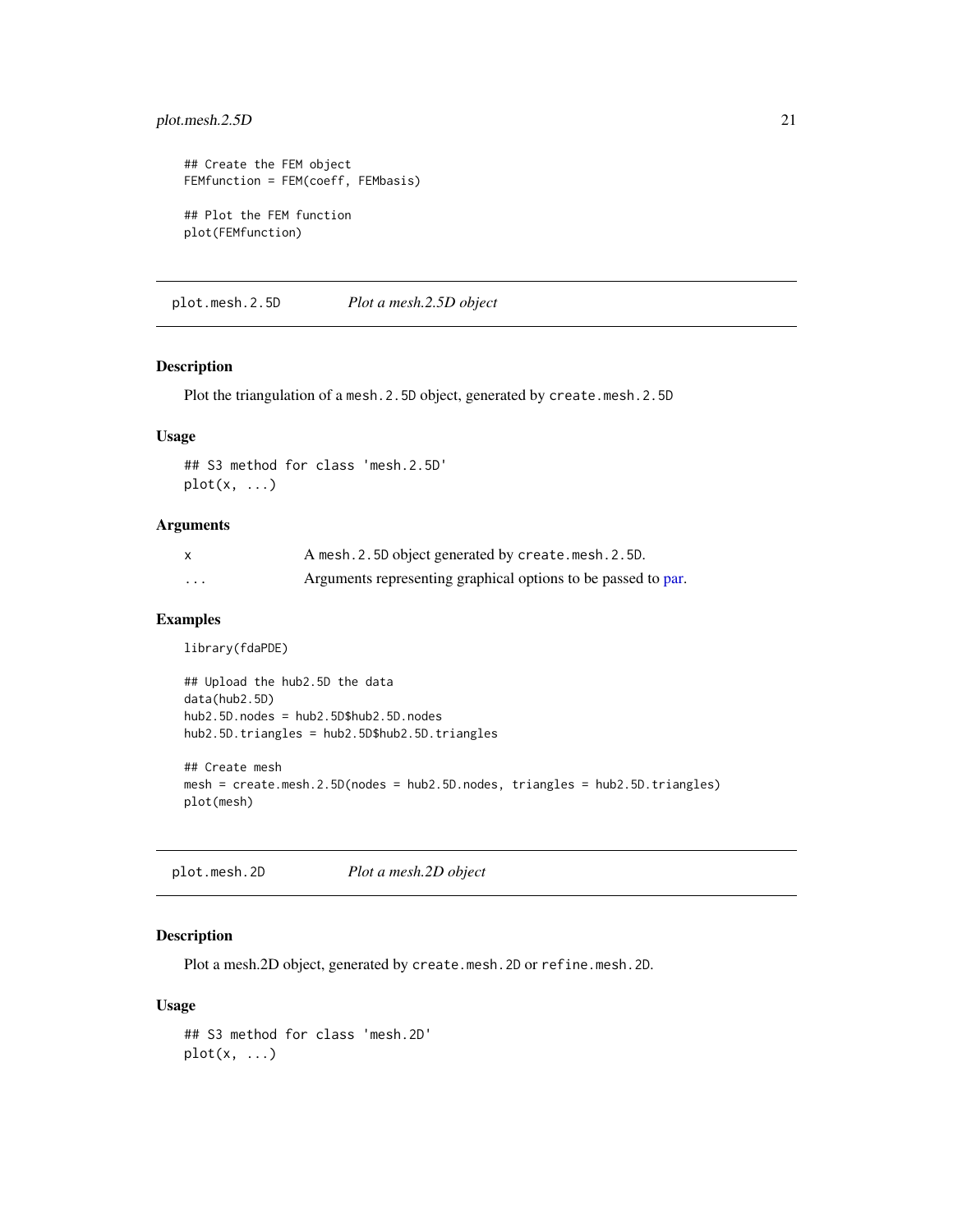```
## Create the FEM object
FEMfunction = FEM(coeff, FEMbasis)

## Plot the FEM function
plot(FEMfunction)
```

## plot.mesh.2.5D    *Plot a mesh.2.5D object*

### Description

Plot the triangulation of a mesh.2.5D object, generated by create.mesh.2.5D

### Usage

```
## S3 method for class 'mesh.2.5D'
plot(x, ...)
```

### Arguments

| | |
|---|---|
| x | A mesh.2.5D object generated by create.mesh.2.5D. |
| ... | Arguments representing graphical options to be passed to par. |

### Examples

```
library(fdaPDE)

## Upload the hub2.5D the data
data(hub2.5D)
hub2.5D.nodes = hub2.5D$hub2.5D.nodes
hub2.5D.triangles = hub2.5D$hub2.5D.triangles

## Create mesh
mesh = create.mesh.2.5D(nodes = hub2.5D.nodes, triangles = hub2.5D.triangles)
plot(mesh)
```

## plot.mesh.2D    *Plot a mesh.2D object*

### Description

Plot a mesh.2D object, generated by create.mesh.2D or refine.mesh.2D.

### Usage

```
## S3 method for class 'mesh.2D'
plot(x, ...)
```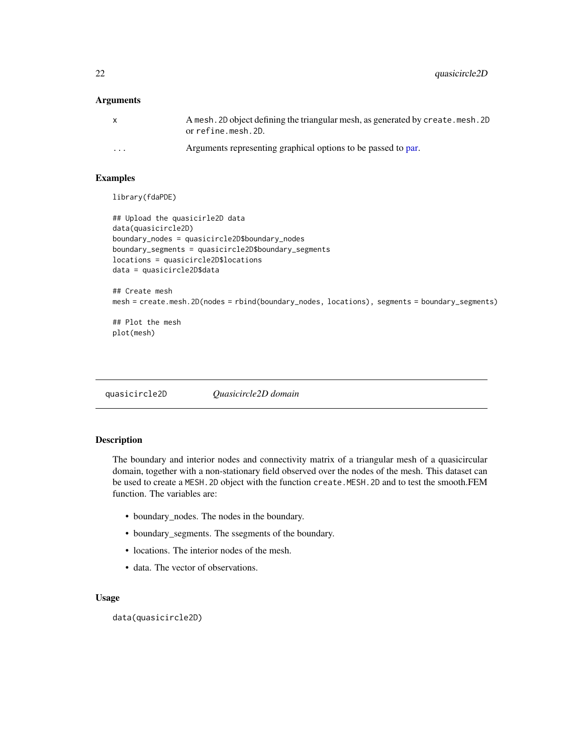## Arguments

| | |
|---|---|
| x | A `mesh.2D` object defining the triangular mesh, as generated by `create.mesh.2D` or `refine.mesh.2D`. |
| ... | Arguments representing graphical options to be passed to par. |

## Examples

```
library(fdaPDE)

## Upload the quasicirle2D data
data(quasicircle2D)
boundary_nodes = quasicircle2D$boundary_nodes
boundary_segments = quasicircle2D$boundary_segments
locations = quasicircle2D$locations
data = quasicircle2D$data

## Create mesh
mesh = create.mesh.2D(nodes = rbind(boundary_nodes, locations), segments = boundary_segments)

## Plot the mesh
plot(mesh)
```

---

# quasicircle2D *Quasicircle2D domain*

---

## Description

The boundary and interior nodes and connectivity matrix of a triangular mesh of a quasicircular domain, together with a non-stationary field observed over the nodes of the mesh. This dataset can be used to create a `MESH.2D` object with the function `create.MESH.2D` and to test the smooth.FEM function. The variables are:

- boundary_nodes. The nodes in the boundary.
- boundary_segments. The ssegments of the boundary.
- locations. The interior nodes of the mesh.
- data. The vector of observations.

## Usage

```
data(quasicircle2D)
```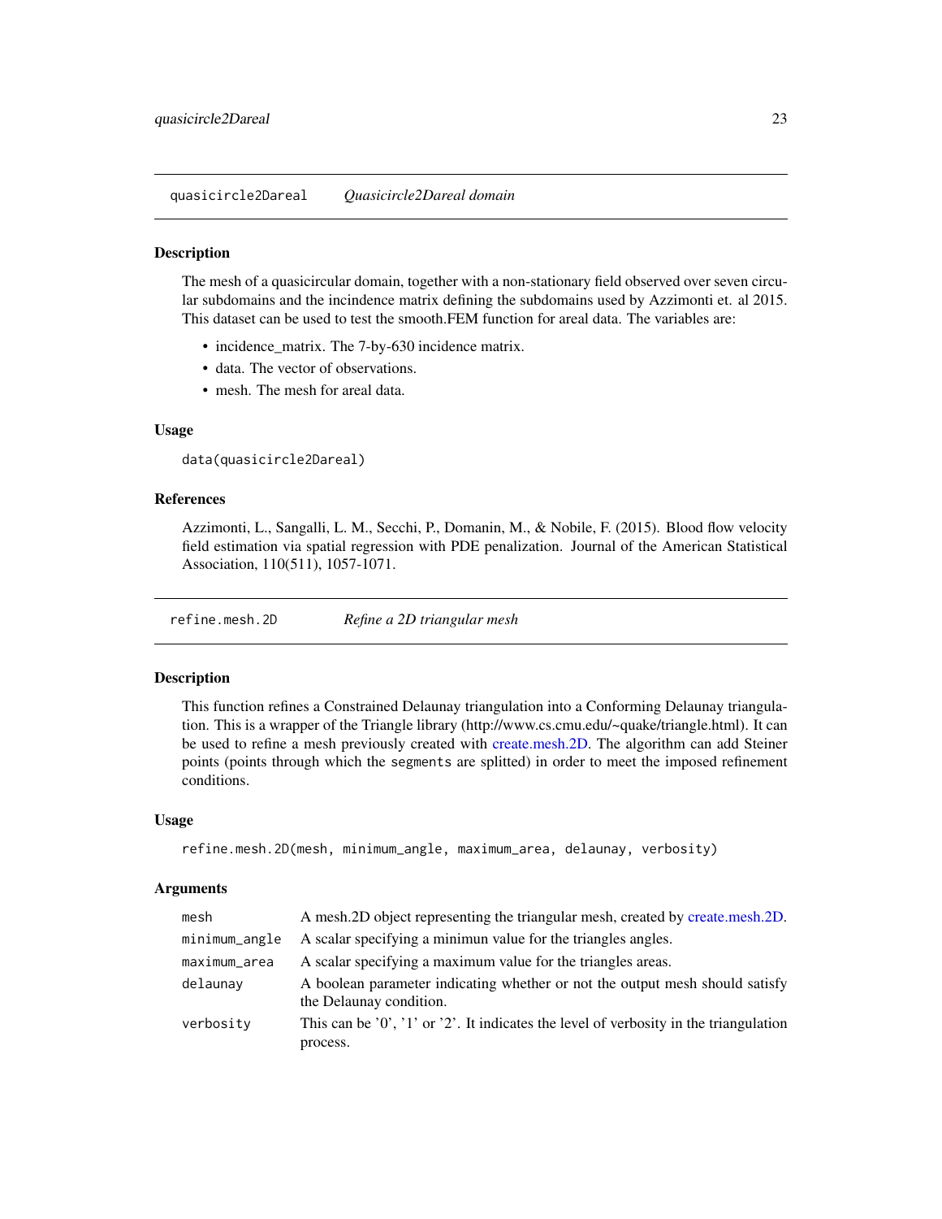## quasicircle2Dareal — *Quasicircle2Dareal domain*

### Description

The mesh of a quasicircular domain, together with a non-stationary field observed over seven circular subdomains and the incindence matrix defining the subdomains used by Azzimonti et. al 2015. This dataset can be used to test the smooth.FEM function for areal data. The variables are:

- incidence_matrix. The 7-by-630 incidence matrix.
- data. The vector of observations.
- mesh. The mesh for areal data.

### Usage

```
data(quasicircle2Dareal)
```

### References

Azzimonti, L., Sangalli, L. M., Secchi, P., Domanin, M., & Nobile, F. (2015). Blood flow velocity field estimation via spatial regression with PDE penalization. Journal of the American Statistical Association, 110(511), 1057-1071.

## refine.mesh.2D — *Refine a 2D triangular mesh*

### Description

This function refines a Constrained Delaunay triangulation into a Conforming Delaunay triangulation. This is a wrapper of the Triangle library (http://www.cs.cmu.edu/~quake/triangle.html). It can be used to refine a mesh previously created with create.mesh.2D. The algorithm can add Steiner points (points through which the `segments` are splitted) in order to meet the imposed refinement conditions.

### Usage

```
refine.mesh.2D(mesh, minimum_angle, maximum_area, delaunay, verbosity)
```

### Arguments

| Argument | Description |
|---|---|
| `mesh` | A mesh.2D object representing the triangular mesh, created by create.mesh.2D. |
| `minimum_angle` | A scalar specifying a minimun value for the triangles angles. |
| `maximum_area` | A scalar specifying a maximum value for the triangles areas. |
| `delaunay` | A boolean parameter indicating whether or not the output mesh should satisfy the Delaunay condition. |
| `verbosity` | This can be '0', '1' or '2'. It indicates the level of verbosity in the triangulation process. |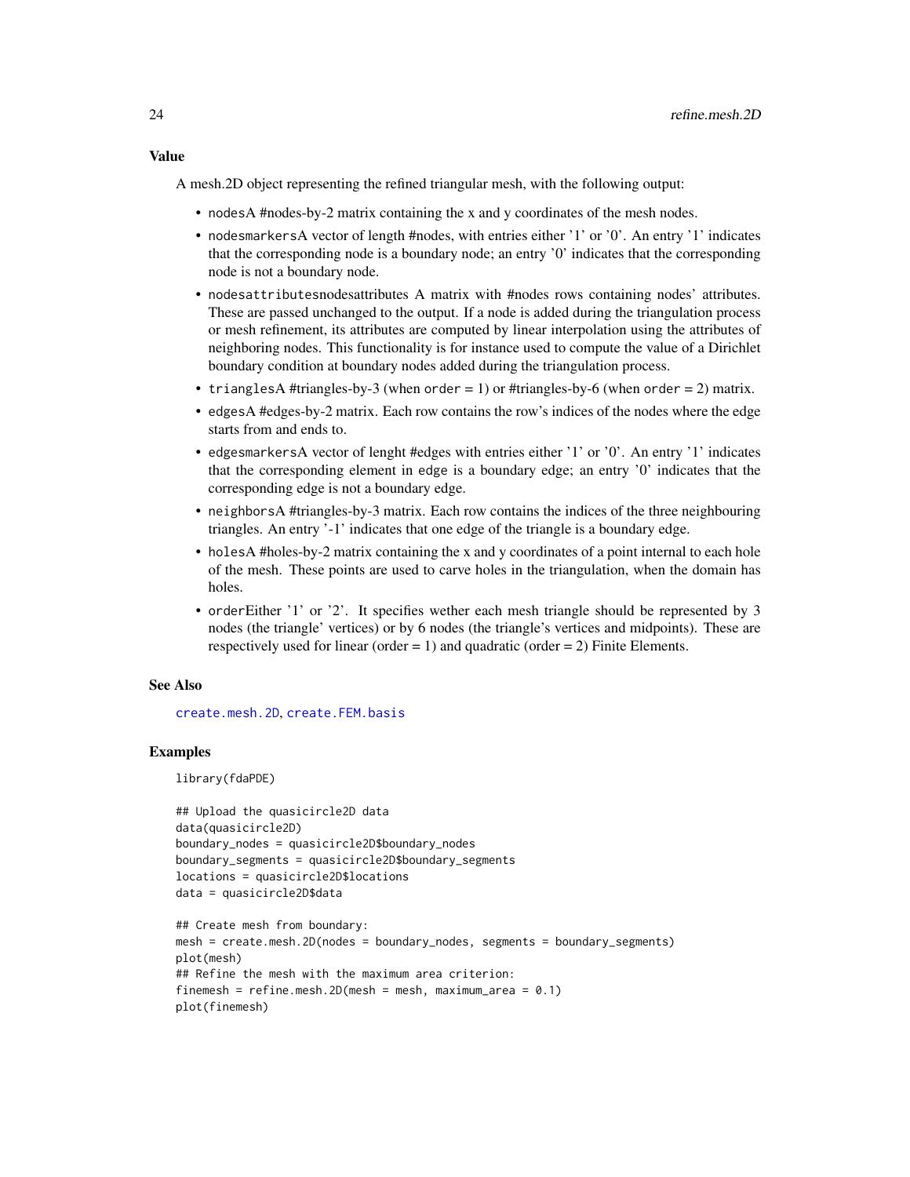### Value

A mesh.2D object representing the refined triangular mesh, with the following output:

- `nodes`A #nodes-by-2 matrix containing the x and y coordinates of the mesh nodes.
- `nodesmarkers`A vector of length #nodes, with entries either '1' or '0'. An entry '1' indicates that the corresponding node is a boundary node; an entry '0' indicates that the corresponding node is not a boundary node.
- `nodesattributes`nodesattributes A matrix with #nodes rows containing nodes' attributes. These are passed unchanged to the output. If a node is added during the triangulation process or mesh refinement, its attributes are computed by linear interpolation using the attributes of neighboring nodes. This functionality is for instance used to compute the value of a Dirichlet boundary condition at boundary nodes added during the triangulation process.
- `triangles`A #triangles-by-3 (when `order` = 1) or #triangles-by-6 (when `order` = 2) matrix.
- `edges`A #edges-by-2 matrix. Each row contains the row's indices of the nodes where the edge starts from and ends to.
- `edgesmarkers`A vector of lenght #edges with entries either '1' or '0'. An entry '1' indicates that the corresponding element in `edge` is a boundary edge; an entry '0' indicates that the corresponding edge is not a boundary edge.
- `neighbors`A #triangles-by-3 matrix. Each row contains the indices of the three neighbouring triangles. An entry '-1' indicates that one edge of the triangle is a boundary edge.
- `holes`A #holes-by-2 matrix containing the x and y coordinates of a point internal to each hole of the mesh. These points are used to carve holes in the triangulation, when the domain has holes.
- `order`Either '1' or '2'. It specifies wether each mesh triangle should be represented by 3 nodes (the triangle' vertices) or by 6 nodes (the triangle's vertices and midpoints). These are respectively used for linear (order = 1) and quadratic (order = 2) Finite Elements.

### See Also

`create.mesh.2D`, `create.FEM.basis`

### Examples

```
library(fdaPDE)

## Upload the quasicircle2D data
data(quasicircle2D)
boundary_nodes = quasicircle2D$boundary_nodes
boundary_segments = quasicircle2D$boundary_segments
locations = quasicircle2D$locations
data = quasicircle2D$data

## Create mesh from boundary:
mesh = create.mesh.2D(nodes = boundary_nodes, segments = boundary_segments)
plot(mesh)
## Refine the mesh with the maximum area criterion:
finemesh = refine.mesh.2D(mesh = mesh, maximum_area = 0.1)
plot(finemesh)
```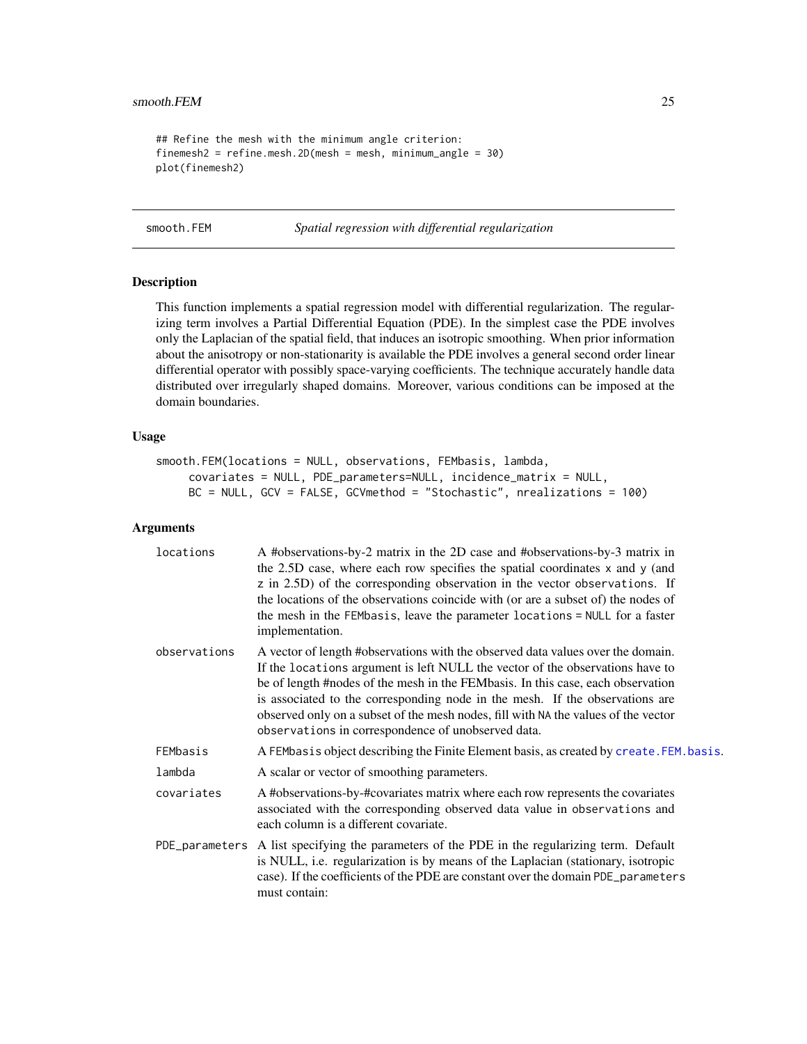```
## Refine the mesh with the minimum angle criterion:
finemesh2 = refine.mesh.2D(mesh = mesh, minimum_angle = 30)
plot(finemesh2)
```

---

## smooth.FEM — *Spatial regression with differential regularization*

### Description

This function implements a spatial regression model with differential regularization. The regularizing term involves a Partial Differential Equation (PDE). In the simplest case the PDE involves only the Laplacian of the spatial field, that induces an isotropic smoothing. When prior information about the anisotropy or non-stationarity is available the PDE involves a general second order linear differential operator with possibly space-varying coefficients. The technique accurately handle data distributed over irregularly shaped domains. Moreover, various conditions can be imposed at the domain boundaries.

### Usage

```
smooth.FEM(locations = NULL, observations, FEMbasis, lambda,
     covariates = NULL, PDE_parameters=NULL, incidence_matrix = NULL,
     BC = NULL, GCV = FALSE, GCVmethod = "Stochastic", nrealizations = 100)
```

### Arguments

- `locations` — A #observations-by-2 matrix in the 2D case and #observations-by-3 matrix in the 2.5D case, where each row specifies the spatial coordinates `x` and `y` (and `z` in 2.5D) of the corresponding observation in the vector `observations`. If the locations of the observations coincide with (or are a subset of) the nodes of the mesh in the `FEMbasis`, leave the parameter `locations = NULL` for a faster implementation.
- `observations` — A vector of length #observations with the observed data values over the domain. If the `locations` argument is left NULL the vector of the observations have to be of length #nodes of the mesh in the FEMbasis. In this case, each observation is associated to the corresponding node in the mesh. If the observations are observed only on a subset of the mesh nodes, fill with `NA` the values of the vector `observations` in correspondence of unobserved data.
- `FEMbasis` — A `FEMbasis` object describing the Finite Element basis, as created by `create.FEM.basis`.
- `lambda` — A scalar or vector of smoothing parameters.
- `covariates` — A #observations-by-#covariates matrix where each row represents the covariates associated with the corresponding observed data value in `observations` and each column is a different covariate.
- `PDE_parameters` — A list specifying the parameters of the PDE in the regularizing term. Default is NULL, i.e. regularization is by means of the Laplacian (stationary, isotropic case). If the coefficients of the PDE are constant over the domain `PDE_parameters` must contain: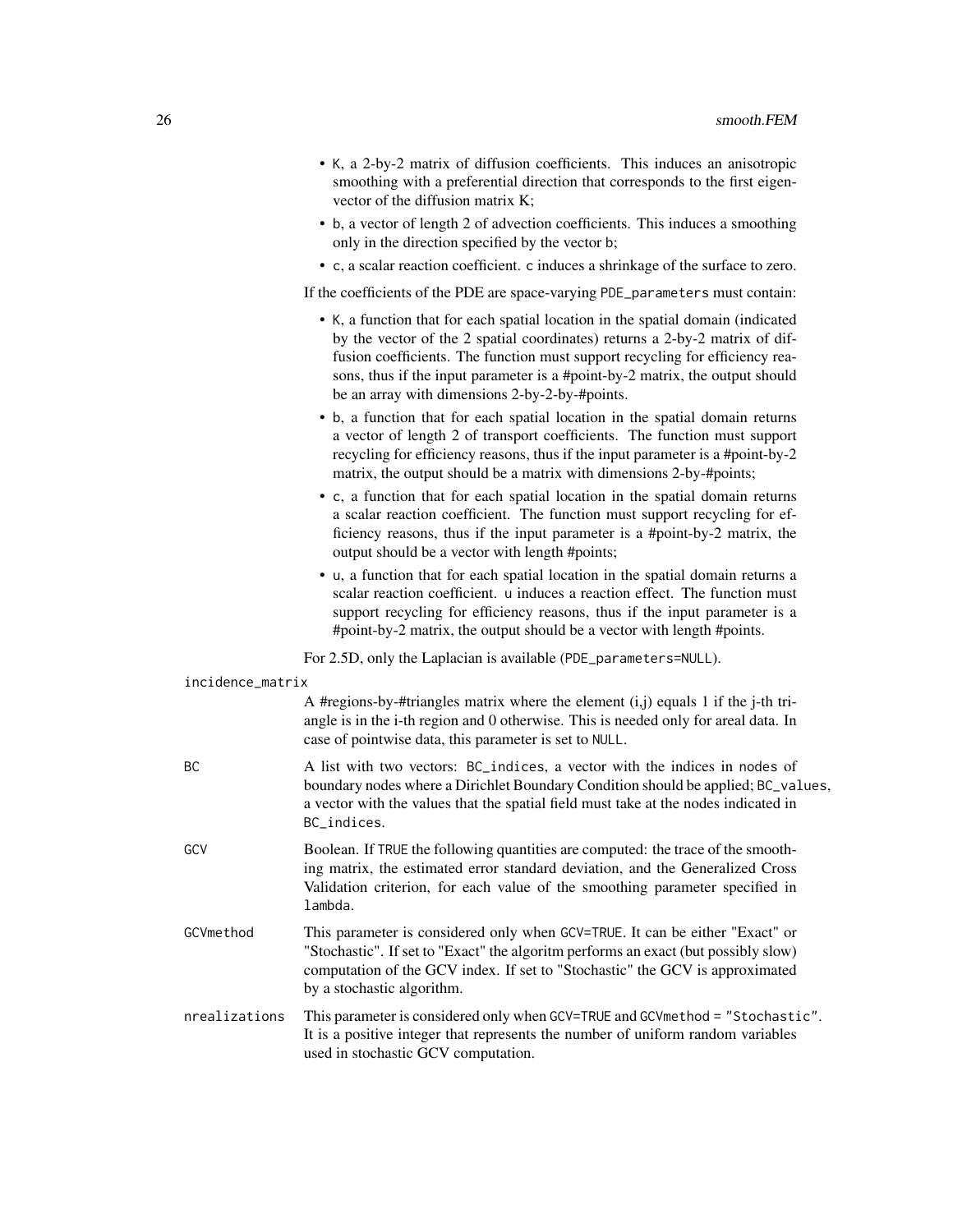- K, a 2-by-2 matrix of diffusion coefficients. This induces an anisotropic smoothing with a preferential direction that corresponds to the first eigenvector of the diffusion matrix K;
- b, a vector of length 2 of advection coefficients. This induces a smoothing only in the direction specified by the vector b;
- c, a scalar reaction coefficient. c induces a shrinkage of the surface to zero.

If the coefficients of the PDE are space-varying `PDE_parameters` must contain:

- K, a function that for each spatial location in the spatial domain (indicated by the vector of the 2 spatial coordinates) returns a 2-by-2 matrix of diffusion coefficients. The function must support recycling for efficiency reasons, thus if the input parameter is a #point-by-2 matrix, the output should be an array with dimensions 2-by-2-by-#points.
- b, a function that for each spatial location in the spatial domain returns a vector of length 2 of transport coefficients. The function must support recycling for efficiency reasons, thus if the input parameter is a #point-by-2 matrix, the output should be a matrix with dimensions 2-by-#points;
- c, a function that for each spatial location in the spatial domain returns a scalar reaction coefficient. The function must support recycling for efficiency reasons, thus if the input parameter is a #point-by-2 matrix, the output should be a vector with length #points;
- u, a function that for each spatial location in the spatial domain returns a scalar reaction coefficient. u induces a reaction effect. The function must support recycling for efficiency reasons, thus if the input parameter is a #point-by-2 matrix, the output should be a vector with length #points.

For 2.5D, only the Laplacian is available (`PDE_parameters=NULL`).

`incidence_matrix`
: A #regions-by-#triangles matrix where the element (i,j) equals 1 if the j-th triangle is in the i-th region and 0 otherwise. This is needed only for areal data. In case of pointwise data, this parameter is set to `NULL`.

`BC`
: A list with two vectors: `BC_indices`, a vector with the indices in `nodes` of boundary nodes where a Dirichlet Boundary Condition should be applied; `BC_values`, a vector with the values that the spatial field must take at the nodes indicated in `BC_indices`.

`GCV`
: Boolean. If `TRUE` the following quantities are computed: the trace of the smoothing matrix, the estimated error standard deviation, and the Generalized Cross Validation criterion, for each value of the smoothing parameter specified in `lambda`.

`GCVmethod`
: This parameter is considered only when `GCV=TRUE`. It can be either "Exact" or "Stochastic". If set to "Exact" the algoritm performs an exact (but possibly slow) computation of the GCV index. If set to "Stochastic" the GCV is approximated by a stochastic algorithm.

`nrealizations`
: This parameter is considered only when `GCV=TRUE` and `GCVmethod = "Stochastic"`. It is a positive integer that represents the number of uniform random variables used in stochastic GCV computation.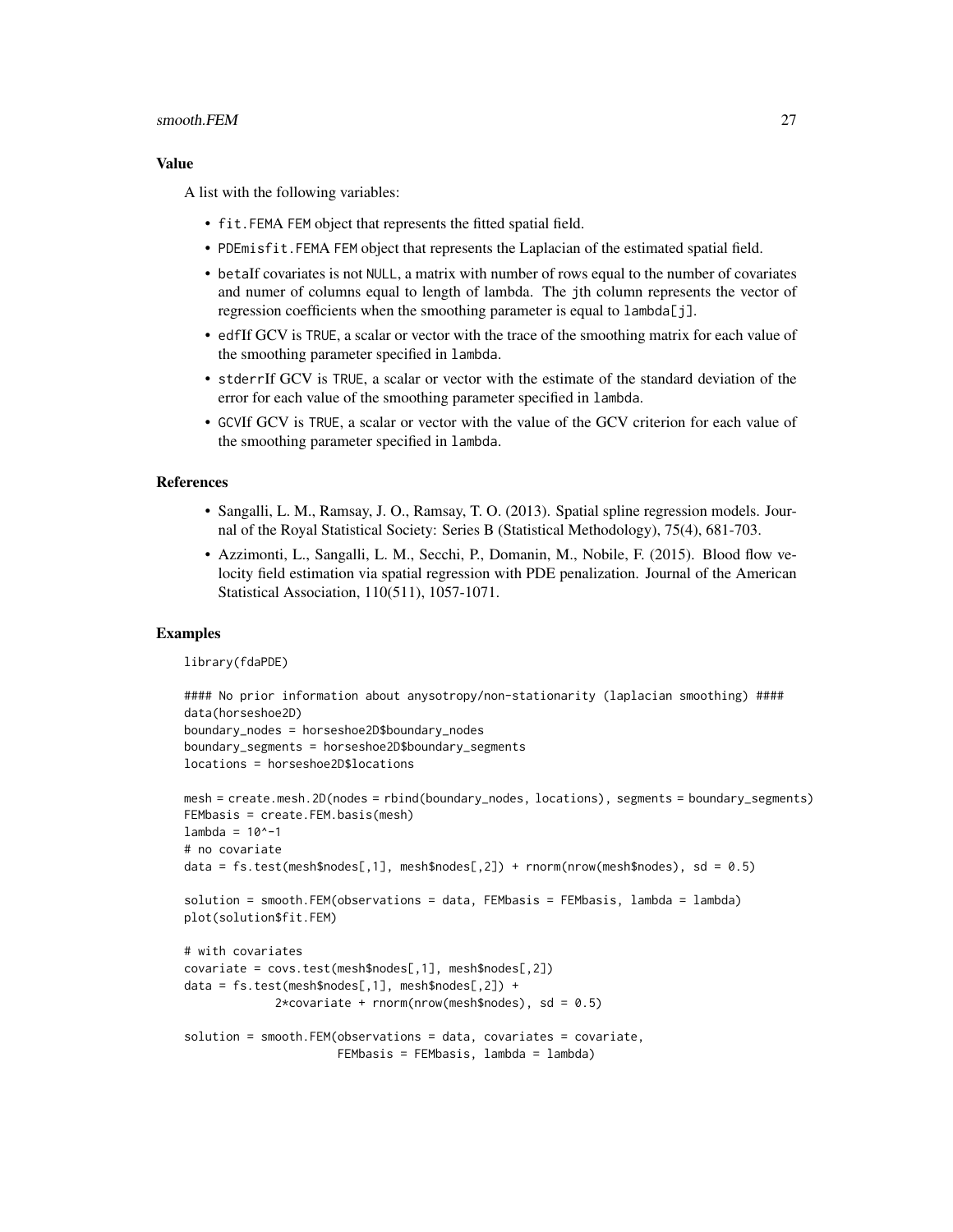## Value

A list with the following variables:

- `fit.FEM`A FEM object that represents the fitted spatial field.
- `PDEmisfit.FEM`A FEM object that represents the Laplacian of the estimated spatial field.
- `beta`If covariates is not NULL, a matrix with number of rows equal to the number of covariates and numer of columns equal to length of lambda. The jth column represents the vector of regression coefficients when the smoothing parameter is equal to `lambda[j]`.
- `edf`If GCV is TRUE, a scalar or vector with the trace of the smoothing matrix for each value of the smoothing parameter specified in `lambda`.
- `stderr`If GCV is TRUE, a scalar or vector with the estimate of the standard deviation of the error for each value of the smoothing parameter specified in `lambda`.
- `GCV`If GCV is TRUE, a scalar or vector with the value of the GCV criterion for each value of the smoothing parameter specified in `lambda`.

## References

- Sangalli, L. M., Ramsay, J. O., Ramsay, T. O. (2013). Spatial spline regression models. Journal of the Royal Statistical Society: Series B (Statistical Methodology), 75(4), 681-703.
- Azzimonti, L., Sangalli, L. M., Secchi, P., Domanin, M., Nobile, F. (2015). Blood flow velocity field estimation via spatial regression with PDE penalization. Journal of the American Statistical Association, 110(511), 1057-1071.

## Examples

```
library(fdaPDE)

#### No prior information about anysotropy/non-stationarity (laplacian smoothing) ####
data(horseshoe2D)
boundary_nodes = horseshoe2D$boundary_nodes
boundary_segments = horseshoe2D$boundary_segments
locations = horseshoe2D$locations

mesh = create.mesh.2D(nodes = rbind(boundary_nodes, locations), segments = boundary_segments)
FEMbasis = create.FEM.basis(mesh)
lambda = 10^-1
# no covariate
data = fs.test(mesh$nodes[,1], mesh$nodes[,2]) + rnorm(nrow(mesh$nodes), sd = 0.5)

solution = smooth.FEM(observations = data, FEMbasis = FEMbasis, lambda = lambda)
plot(solution$fit.FEM)

# with covariates
covariate = covs.test(mesh$nodes[,1], mesh$nodes[,2])
data = fs.test(mesh$nodes[,1], mesh$nodes[,2]) +
            2*covariate + rnorm(nrow(mesh$nodes), sd = 0.5)

solution = smooth.FEM(observations = data, covariates = covariate,
                      FEMbasis = FEMbasis, lambda = lambda)
```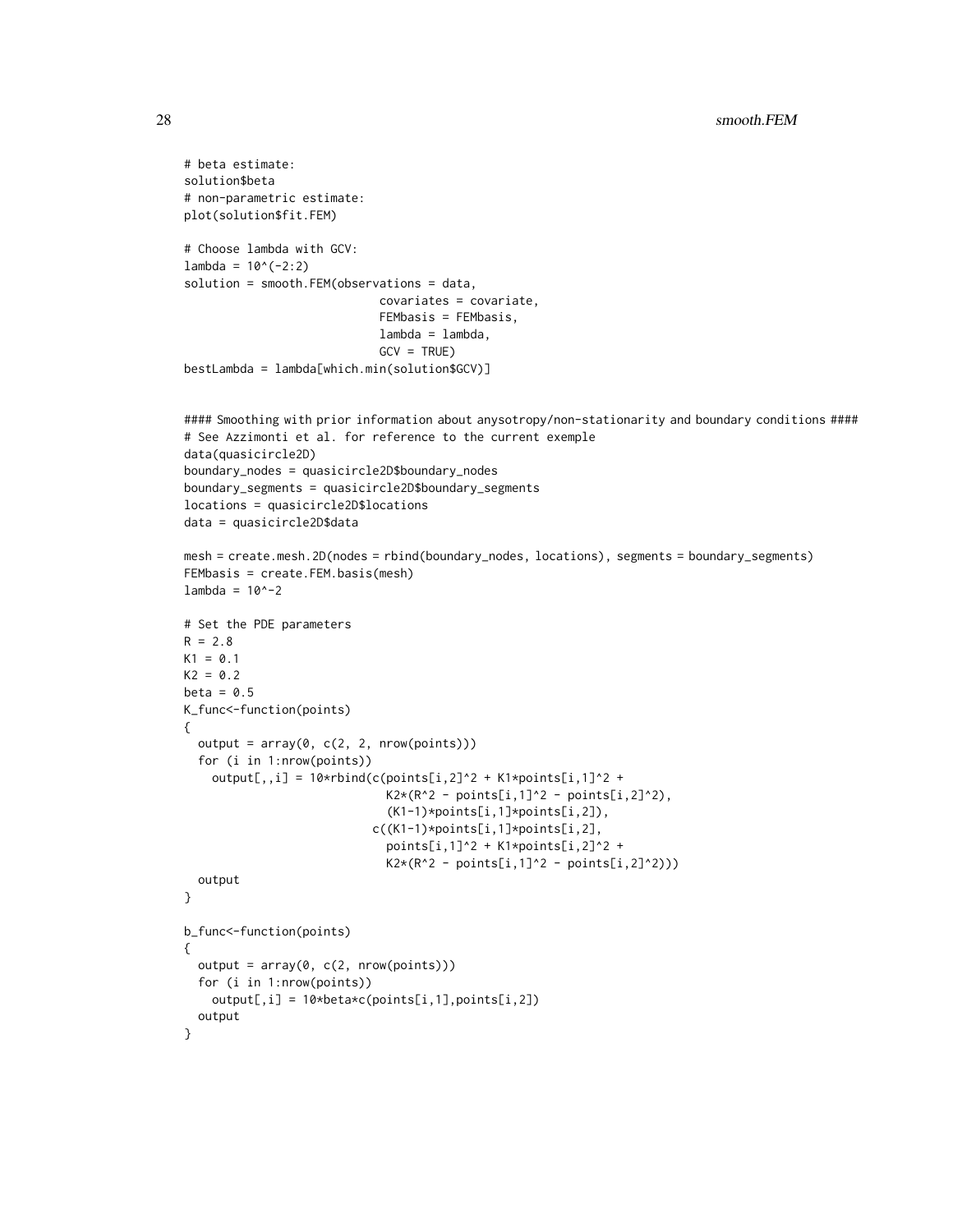```
# beta estimate:
solution$beta
# non-parametric estimate:
plot(solution$fit.FEM)

# Choose lambda with GCV:
lambda = 10^(-2:2)
solution = smooth.FEM(observations = data,
                            covariates = covariate,
                            FEMbasis = FEMbasis,
                            lambda = lambda,
                            GCV = TRUE)
bestLambda = lambda[which.min(solution$GCV)]


#### Smoothing with prior information about anysotropy/non-stationarity and boundary conditions ####
# See Azzimonti et al. for reference to the current exemple
data(quasicircle2D)
boundary_nodes = quasicircle2D$boundary_nodes
boundary_segments = quasicircle2D$boundary_segments
locations = quasicircle2D$locations
data = quasicircle2D$data

mesh = create.mesh.2D(nodes = rbind(boundary_nodes, locations), segments = boundary_segments)
FEMbasis = create.FEM.basis(mesh)
lambda = 10^-2

# Set the PDE parameters
R = 2.8
K1 = 0.1
K2 = 0.2
beta = 0.5
K_func<-function(points)
{
  output = array(0, c(2, 2, nrow(points)))
  for (i in 1:nrow(points))
    output[,,i] = 10*rbind(c(points[i,2]^2 + K1*points[i,1]^2 +
                             K2*(R^2 - points[i,1]^2 - points[i,2]^2),
                             (K1-1)*points[i,1]*points[i,2]),
                           c((K1-1)*points[i,1]*points[i,2],
                             points[i,1]^2 + K1*points[i,2]^2 +
                             K2*(R^2 - points[i,1]^2 - points[i,2]^2)))
  output
}

b_func<-function(points)
{
  output = array(0, c(2, nrow(points)))
  for (i in 1:nrow(points))
    output[,i] = 10*beta*c(points[i,1],points[i,2])
  output
}
```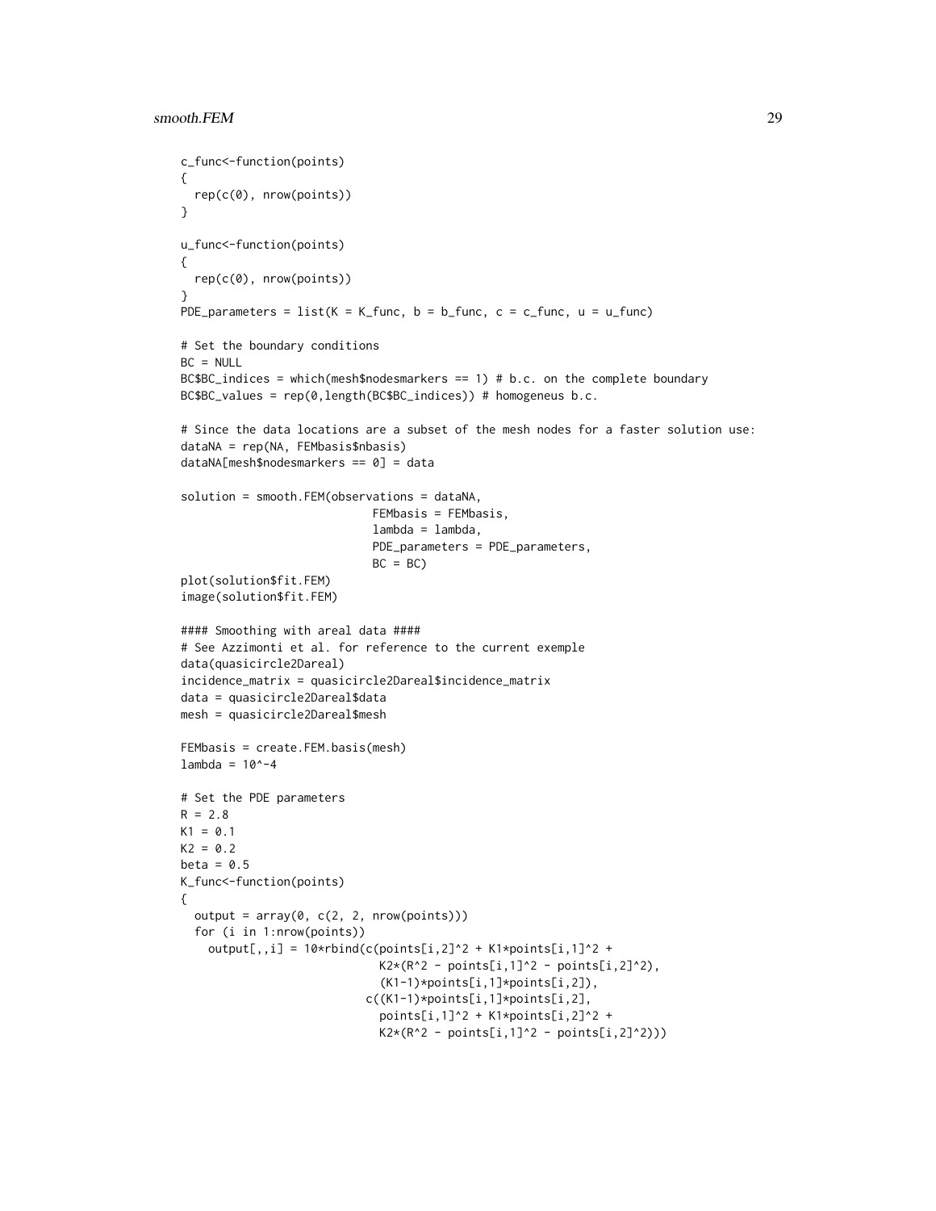```
c_func<-function(points)
{
  rep(c(0), nrow(points))
}

u_func<-function(points)
{
  rep(c(0), nrow(points))
}
PDE_parameters = list(K = K_func, b = b_func, c = c_func, u = u_func)

# Set the boundary conditions
BC = NULL
BC$BC_indices = which(mesh$nodesmarkers == 1) # b.c. on the complete boundary
BC$BC_values = rep(0,length(BC$BC_indices)) # homogeneus b.c.

# Since the data locations are a subset of the mesh nodes for a faster solution use:
dataNA = rep(NA, FEMbasis$nbasis)
dataNA[mesh$nodesmarkers == 0] = data

solution = smooth.FEM(observations = dataNA,
                            FEMbasis = FEMbasis,
                            lambda = lambda,
                            PDE_parameters = PDE_parameters,
                            BC = BC)
plot(solution$fit.FEM)
image(solution$fit.FEM)

#### Smoothing with areal data ####
# See Azzimonti et al. for reference to the current exemple
data(quasicircle2Dareal)
incidence_matrix = quasicircle2Dareal$incidence_matrix
data = quasicircle2Dareal$data
mesh = quasicircle2Dareal$mesh

FEMbasis = create.FEM.basis(mesh)
lambda = 10^-4

# Set the PDE parameters
R = 2.8
K1 = 0.1
K2 = 0.2
beta = 0.5
K_func<-function(points)
{
  output = array(0, c(2, 2, nrow(points)))
  for (i in 1:nrow(points))
    output[,,i] = 10*rbind(c(points[i,2]^2 + K1*points[i,1]^2 +
                              K2*(R^2 - points[i,1]^2 - points[i,2]^2),
                              (K1-1)*points[i,1]*points[i,2]),
                            c((K1-1)*points[i,1]*points[i,2],
                              points[i,1]^2 + K1*points[i,2]^2 +
                              K2*(R^2 - points[i,1]^2 - points[i,2]^2)))
```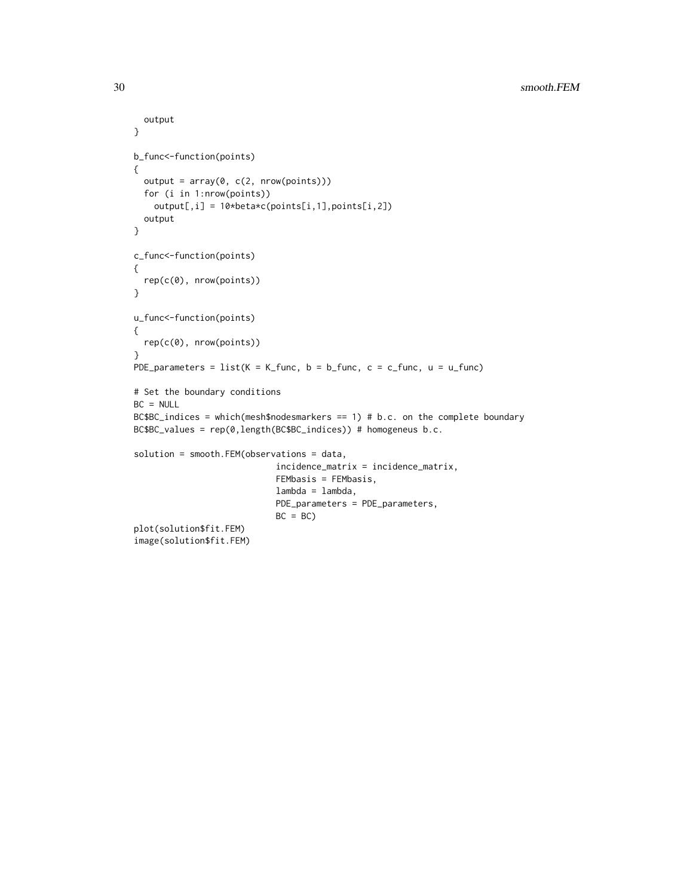```
  output
}

b_func<-function(points)
{
  output = array(0, c(2, nrow(points)))
  for (i in 1:nrow(points))
    output[,i] = 10*beta*c(points[i,1],points[i,2])
  output
}

c_func<-function(points)
{
  rep(c(0), nrow(points))
}

u_func<-function(points)
{
  rep(c(0), nrow(points))
}
PDE_parameters = list(K = K_func, b = b_func, c = c_func, u = u_func)

# Set the boundary conditions
BC = NULL
BC$BC_indices = which(mesh$nodesmarkers == 1) # b.c. on the complete boundary
BC$BC_values = rep(0,length(BC$BC_indices)) # homogeneus b.c.

solution = smooth.FEM(observations = data,
                            incidence_matrix = incidence_matrix,
                            FEMbasis = FEMbasis,
                            lambda = lambda,
                            PDE_parameters = PDE_parameters,
                            BC = BC)
plot(solution$fit.FEM)
image(solution$fit.FEM)
```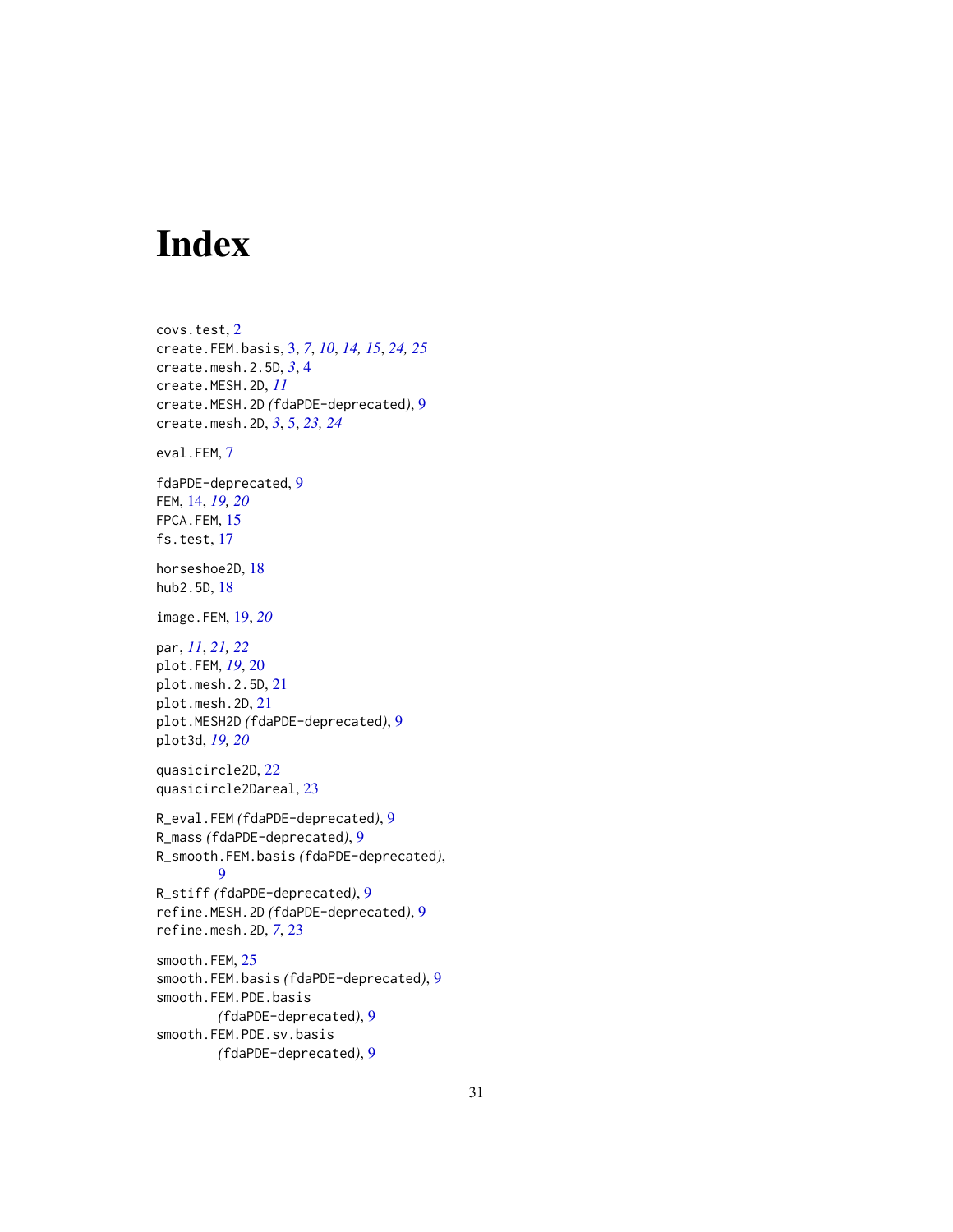# Index

covs.test, 2
create.FEM.basis, 3, *7*, *10*, *14, 15*, *24, 25*
create.mesh.2.5D, *3*, 4
create.MESH.2D, *11*
create.MESH.2D *(*fdaPDE-deprecated*)*, 9
create.mesh.2D, *3*, 5, *23, 24*

eval.FEM, 7

fdaPDE-deprecated, 9
FEM, 14, *19, 20*
FPCA.FEM, 15
fs.test, 17

horseshoe2D, 18
hub2.5D, 18

image.FEM, 19, *20*

par, *11*, *21, 22*
plot.FEM, *19*, 20
plot.mesh.2.5D, 21
plot.mesh.2D, 21
plot.MESH2D *(*fdaPDE-deprecated*)*, 9
plot3d, *19, 20*

quasicircle2D, 22
quasicircle2Dareal, 23

R_eval.FEM *(*fdaPDE-deprecated*)*, 9
R_mass *(*fdaPDE-deprecated*)*, 9
R_smooth.FEM.basis *(*fdaPDE-deprecated*)*, 9
R_stiff *(*fdaPDE-deprecated*)*, 9
refine.MESH.2D *(*fdaPDE-deprecated*)*, 9
refine.mesh.2D, *7*, 23

smooth.FEM, 25
smooth.FEM.basis *(*fdaPDE-deprecated*)*, 9
smooth.FEM.PDE.basis *(*fdaPDE-deprecated*)*, 9
smooth.FEM.PDE.sv.basis *(*fdaPDE-deprecated*)*, 9